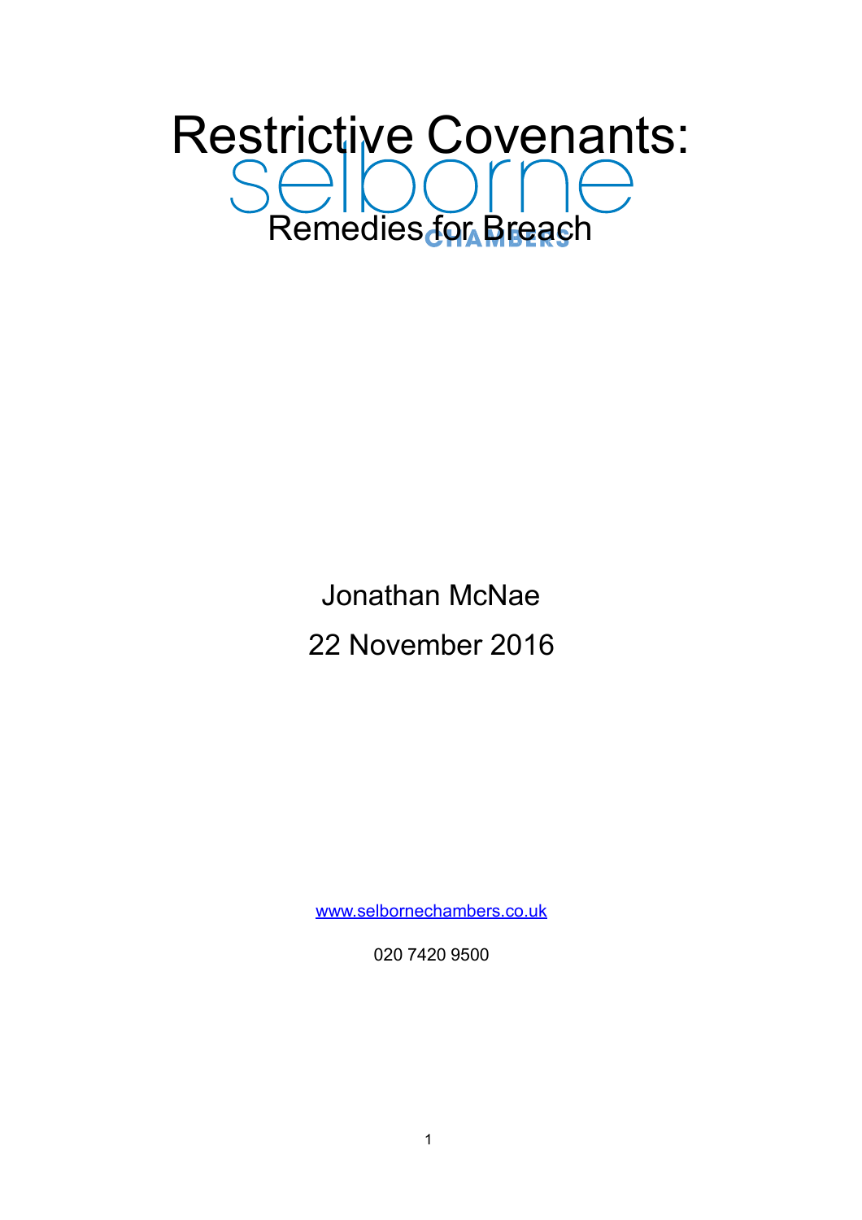# Restrictive Covenants:

## Remedies for Breach

Jonathan McNae

22 November 2016

www.selbornechambers.co.uk

020 7420 9500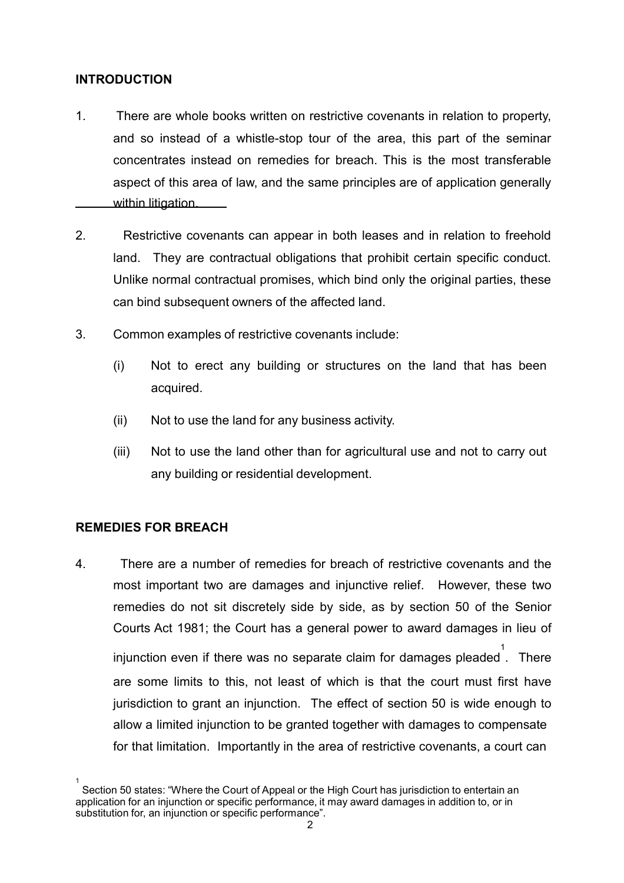## INTRODUCTION

1. There are whole books written on restrictive covenants in relation to property, and so instead of a whistle-stop tour of the area, this part of the seminar concentrates instead on remedies for breach. This is the most transferable aspect of this area of law, and the same principles are of application generally within litigation.

2. Restrictive covenants can appear in both leases and in relation to freehold land. They are contractual obligations that prohibit certain specific conduct. Unlike normal contractual promises, which bind only the original parties, these can bind subsequent owners of the affected land.

3. Common examples of restrictive covenants include:

   (i) Not to erect any building or structures on the land that has been acquired.

   (ii) Not to use the land for any business activity.

   (iii) Not to use the land other than for agricultural use and not to carry out any building or residential development.

## REMEDIES FOR BREACH

4. There are a number of remedies for breach of restrictive covenants and the most important two are damages and injunctive relief. However, these two remedies do not sit discretely side by side, as by section 50 of the Senior Courts Act 1981; the Court has a general power to award damages in lieu of injunction even if there was no separate claim for damages pleaded[1]. There are some limits to this, not least of which is that the court must first have jurisdiction to grant an injunction. The effect of section 50 is wide enough to allow a limited injunction to be granted together with damages to compensate for that limitation. Importantly in the area of restrictive covenants, a court can

[1] Section 50 states: "Where the Court of Appeal or the High Court has jurisdiction to entertain an application for an injunction or specific performance, it may award damages in addition to, or in substitution for, an injunction or specific performance".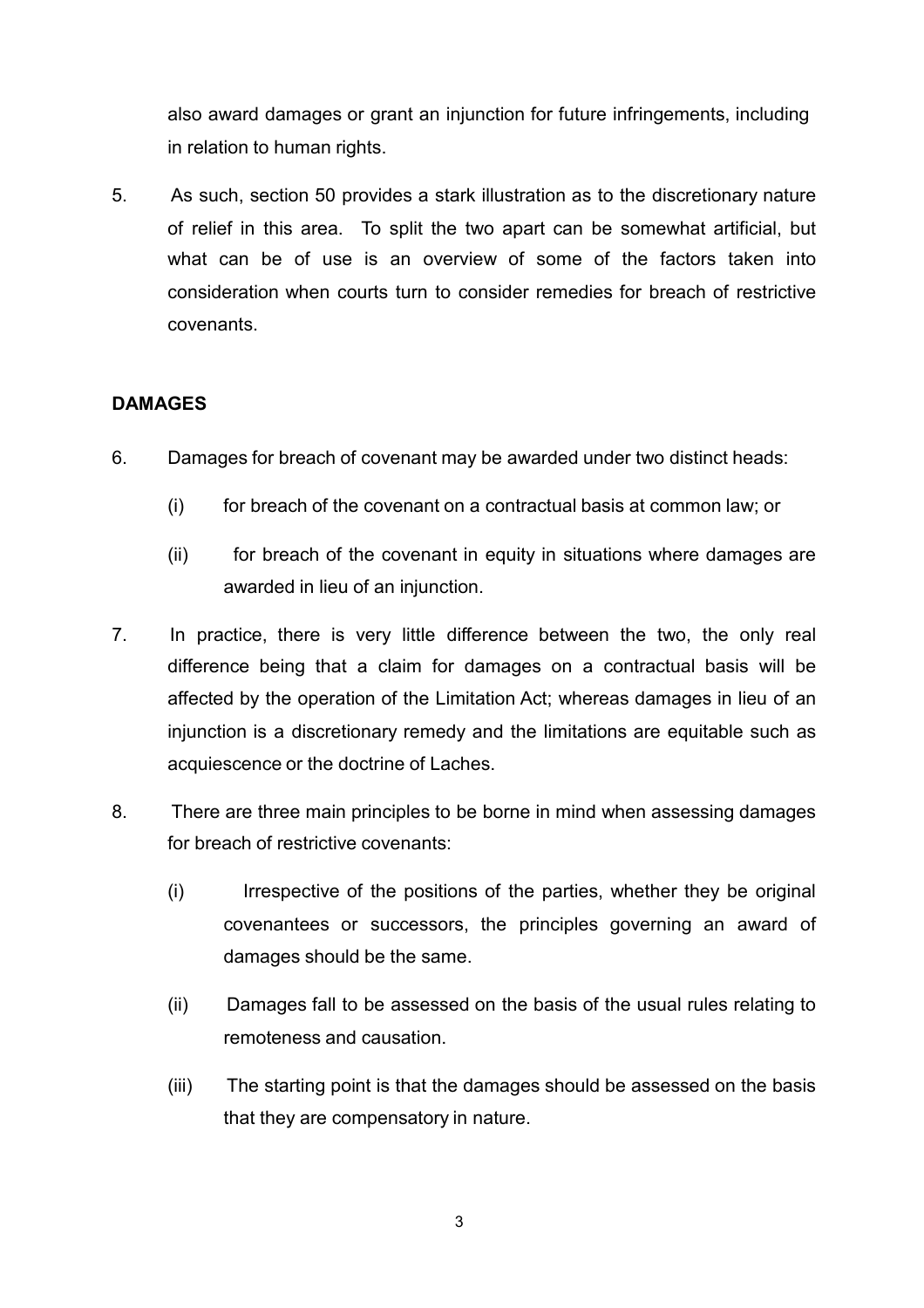also award damages or grant an injunction for future infringements, including in relation to human rights.

5. As such, section 50 provides a stark illustration as to the discretionary nature of relief in this area. To split the two apart can be somewhat artificial, but what can be of use is an overview of some of the factors taken into consideration when courts turn to consider remedies for breach of restrictive covenants.

**DAMAGES**

6. Damages for breach of covenant may be awarded under two distinct heads:

   (i) for breach of the covenant on a contractual basis at common law; or

   (ii) for breach of the covenant in equity in situations where damages are awarded in lieu of an injunction.

7. In practice, there is very little difference between the two, the only real difference being that a claim for damages on a contractual basis will be affected by the operation of the Limitation Act; whereas damages in lieu of an injunction is a discretionary remedy and the limitations are equitable such as acquiescence or the doctrine of Laches.

8. There are three main principles to be borne in mind when assessing damages for breach of restrictive covenants:

   (i) Irrespective of the positions of the parties, whether they be original covenantees or successors, the principles governing an award of damages should be the same.

   (ii) Damages fall to be assessed on the basis of the usual rules relating to remoteness and causation.

   (iii) The starting point is that the damages should be assessed on the basis that they are compensatory in nature.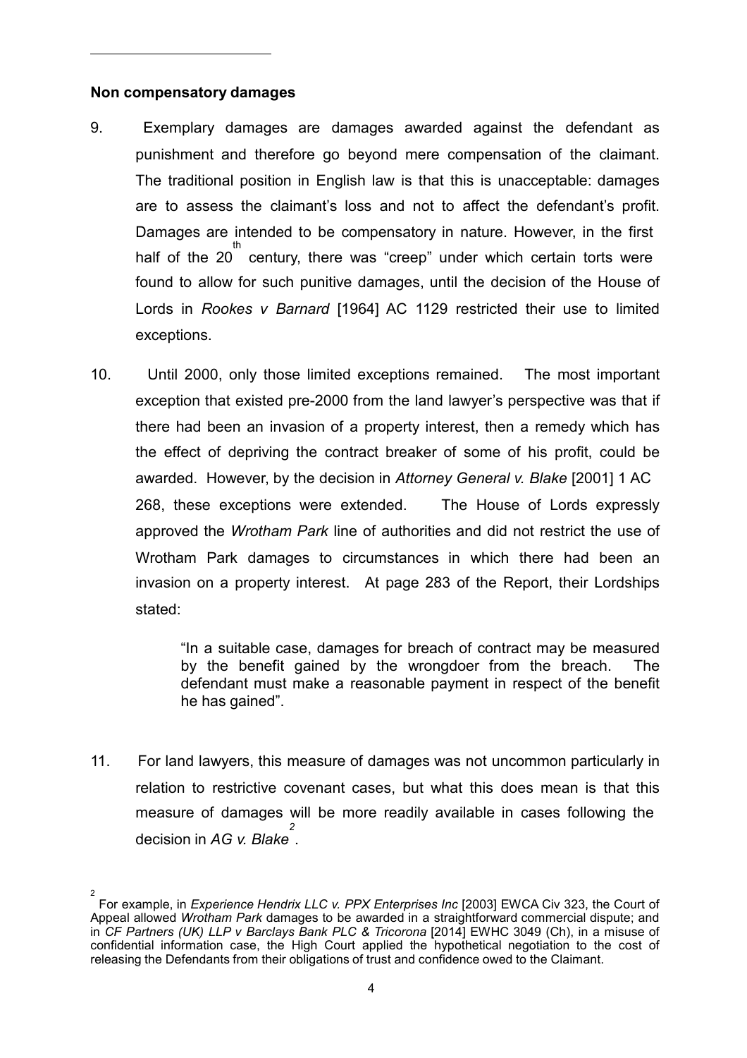**Non compensatory damages**

9. Exemplary damages are damages awarded against the defendant as punishment and therefore go beyond mere compensation of the claimant. The traditional position in English law is that this is unacceptable: damages are to assess the claimant's loss and not to affect the defendant's profit. Damages are intended to be compensatory in nature. However, in the first half of the 20th century, there was "creep" under which certain torts were found to allow for such punitive damages, until the decision of the House of Lords in *Rookes v Barnard* [1964] AC 1129 restricted their use to limited exceptions.

10. Until 2000, only those limited exceptions remained. The most important exception that existed pre-2000 from the land lawyer's perspective was that if there had been an invasion of a property interest, then a remedy which has the effect of depriving the contract breaker of some of his profit, could be awarded. However, by the decision in *Attorney General v. Blake* [2001] 1 AC 268, these exceptions were extended. The House of Lords expressly approved the *Wrotham Park* line of authorities and did not restrict the use of Wrotham Park damages to circumstances in which there had been an invasion on a property interest. At page 283 of the Report, their Lordships stated:

> "In a suitable case, damages for breach of contract may be measured by the benefit gained by the wrongdoer from the breach. The defendant must make a reasonable payment in respect of the benefit he has gained".

11. For land lawyers, this measure of damages was not uncommon particularly in relation to restrictive covenant cases, but what this does mean is that this measure of damages will be more readily available in cases following the decision in *AG v. Blake*[2].

---

[2] For example, in *Experience Hendrix LLC v. PPX Enterprises Inc* [2003] EWCA Civ 323, the Court of Appeal allowed *Wrotham Park* damages to be awarded in a straightforward commercial dispute; and in *CF Partners (UK) LLP v Barclays Bank PLC & Tricorona* [2014] EWHC 3049 (Ch), in a misuse of confidential information case, the High Court applied the hypothetical negotiation to the cost of releasing the Defendants from their obligations of trust and confidence owed to the Claimant.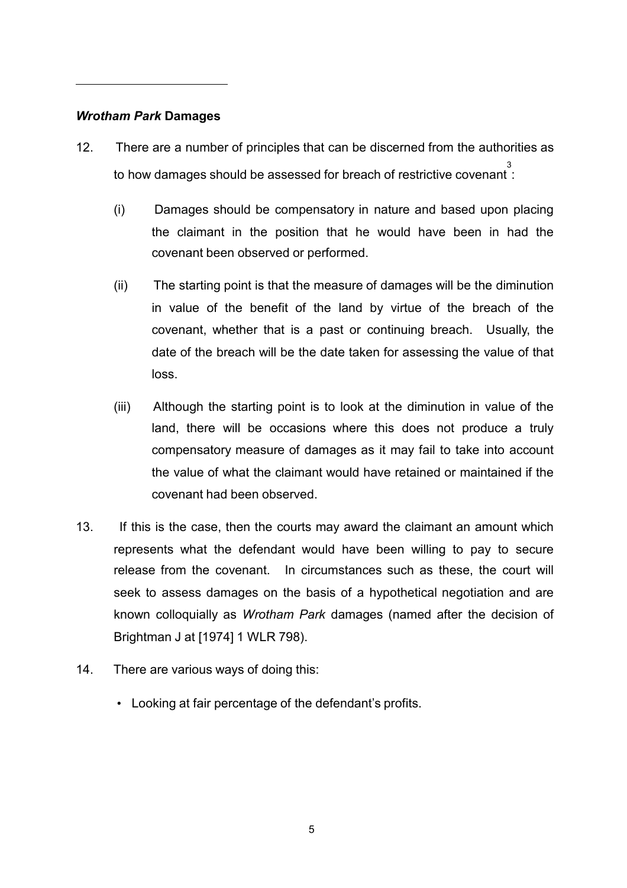### *Wrotham Park* Damages

12. There are a number of principles that can be discerned from the authorities as to how damages should be assessed for breach of restrictive covenant[3]:

    (i) Damages should be compensatory in nature and based upon placing the claimant in the position that he would have been in had the covenant been observed or performed.

    (ii) The starting point is that the measure of damages will be the diminution in value of the benefit of the land by virtue of the breach of the covenant, whether that is a past or continuing breach. Usually, the date of the breach will be the date taken for assessing the value of that loss.

    (iii) Although the starting point is to look at the diminution in value of the land, there will be occasions where this does not produce a truly compensatory measure of damages as it may fail to take into account the value of what the claimant would have retained or maintained if the covenant had been observed.

13. If this is the case, then the courts may award the claimant an amount which represents what the defendant would have been willing to pay to secure release from the covenant. In circumstances such as these, the court will seek to assess damages on the basis of a hypothetical negotiation and are known colloquially as *Wrotham Park* damages (named after the decision of Brightman J at [1974] 1 WLR 798).

14. There are various ways of doing this:

    - Looking at fair percentage of the defendant's profits.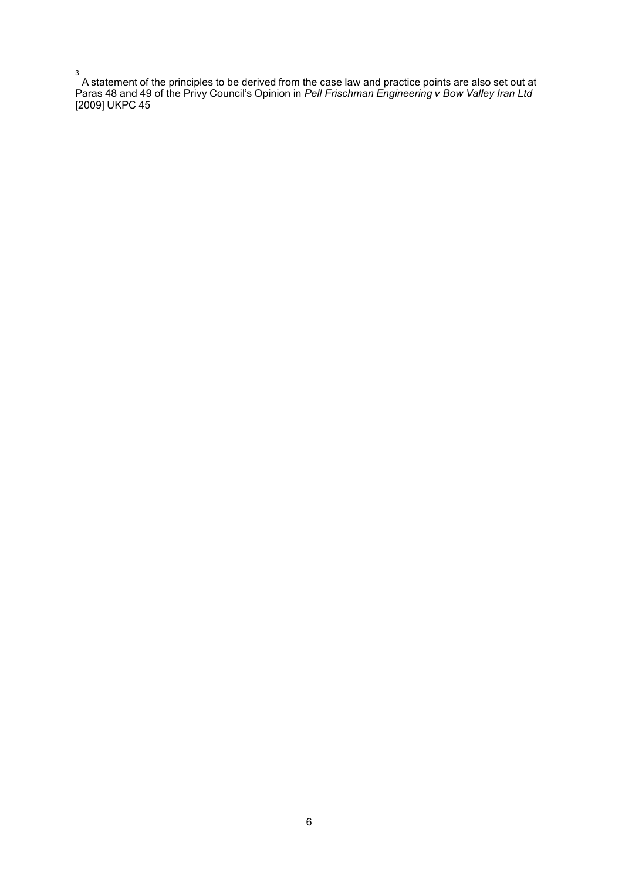[3] A statement of the principles to be derived from the case law and practice points are also set out at Paras 48 and 49 of the Privy Council's Opinion in *Pell Frischman Engineering v Bow Valley Iran Ltd* [2009] UKPC 45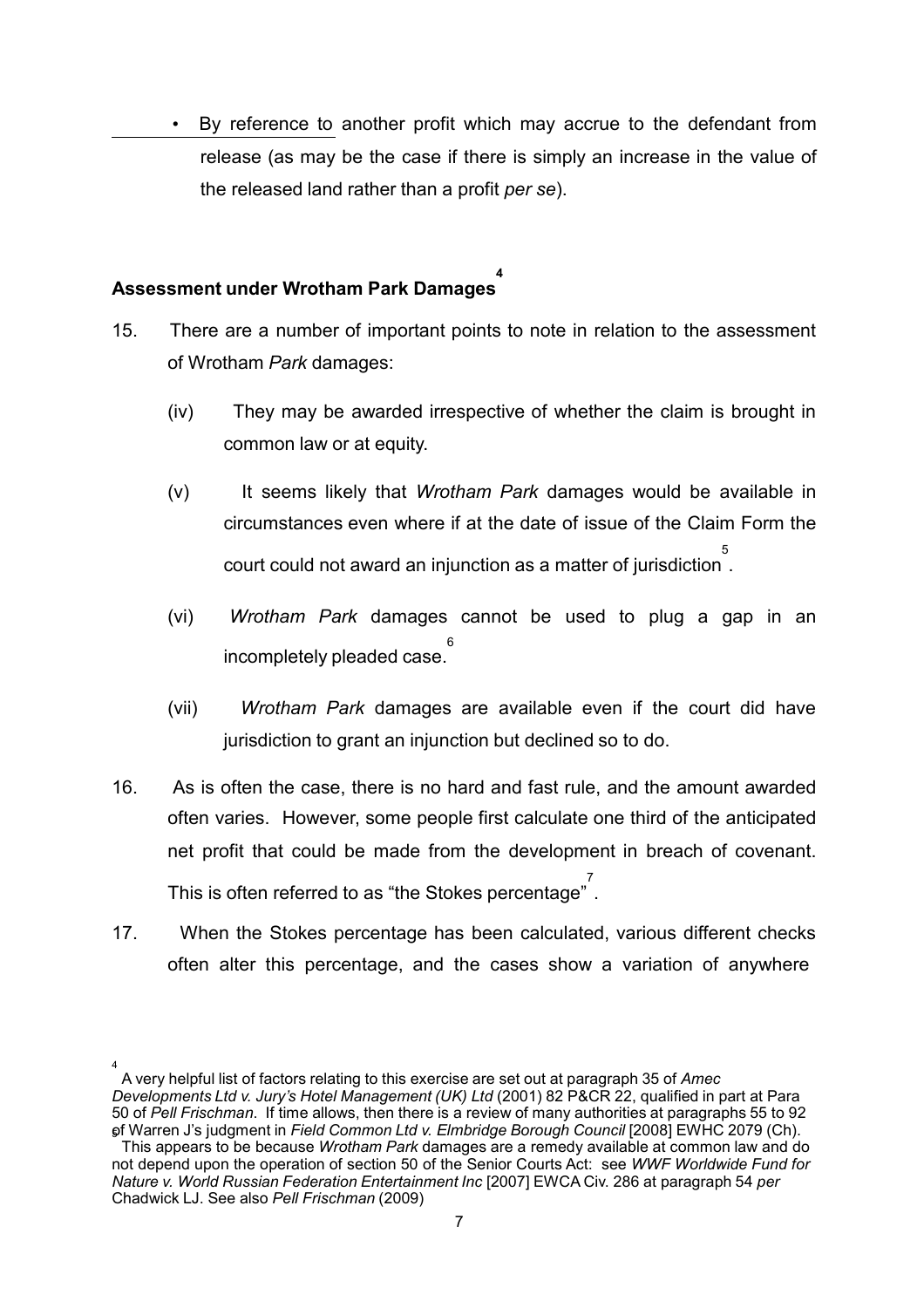- By reference to another profit which may accrue to the defendant from release (as may be the case if there is simply an increase in the value of the released land rather than a profit *per se*).

**Assessment under Wrotham Park Damages**[4]

15. There are a number of important points to note in relation to the assessment of Wrotham *Park* damages:

    (iv) They may be awarded irrespective of whether the claim is brought in common law or at equity.

    (v) It seems likely that *Wrotham Park* damages would be available in circumstances even where if at the date of issue of the Claim Form the court could not award an injunction as a matter of jurisdiction[5].

    (vi) *Wrotham Park* damages cannot be used to plug a gap in an incompletely pleaded case.[6]

    (vii) *Wrotham Park* damages are available even if the court did have jurisdiction to grant an injunction but declined so to do.

16. As is often the case, there is no hard and fast rule, and the amount awarded often varies. However, some people first calculate one third of the anticipated net profit that could be made from the development in breach of covenant. This is often referred to as "the Stokes percentage"[7].

17. When the Stokes percentage has been calculated, various different checks often alter this percentage, and the cases show a variation of anywhere

[4] A very helpful list of factors relating to this exercise are set out at paragraph 35 of *Amec Developments Ltd v. Jury's Hotel Management (UK) Ltd* (2001) 82 P&CR 22, qualified in part at Para 50 of *Pell Frischman*. If time allows, then there is a review of many authorities at paragraphs 55 to 92 of Warren J's judgment in *Field Common Ltd v. Elmbridge Borough Council* [2008] EWHC 2079 (Ch).

[5] This appears to be because *Wrotham Park* damages are a remedy available at common law and do not depend upon the operation of section 50 of the Senior Courts Act: see *WWF Worldwide Fund for Nature v. World Russian Federation Entertainment Inc* [2007] EWCA Civ. 286 at paragraph 54 *per* Chadwick LJ. See also *Pell Frischman* (2009)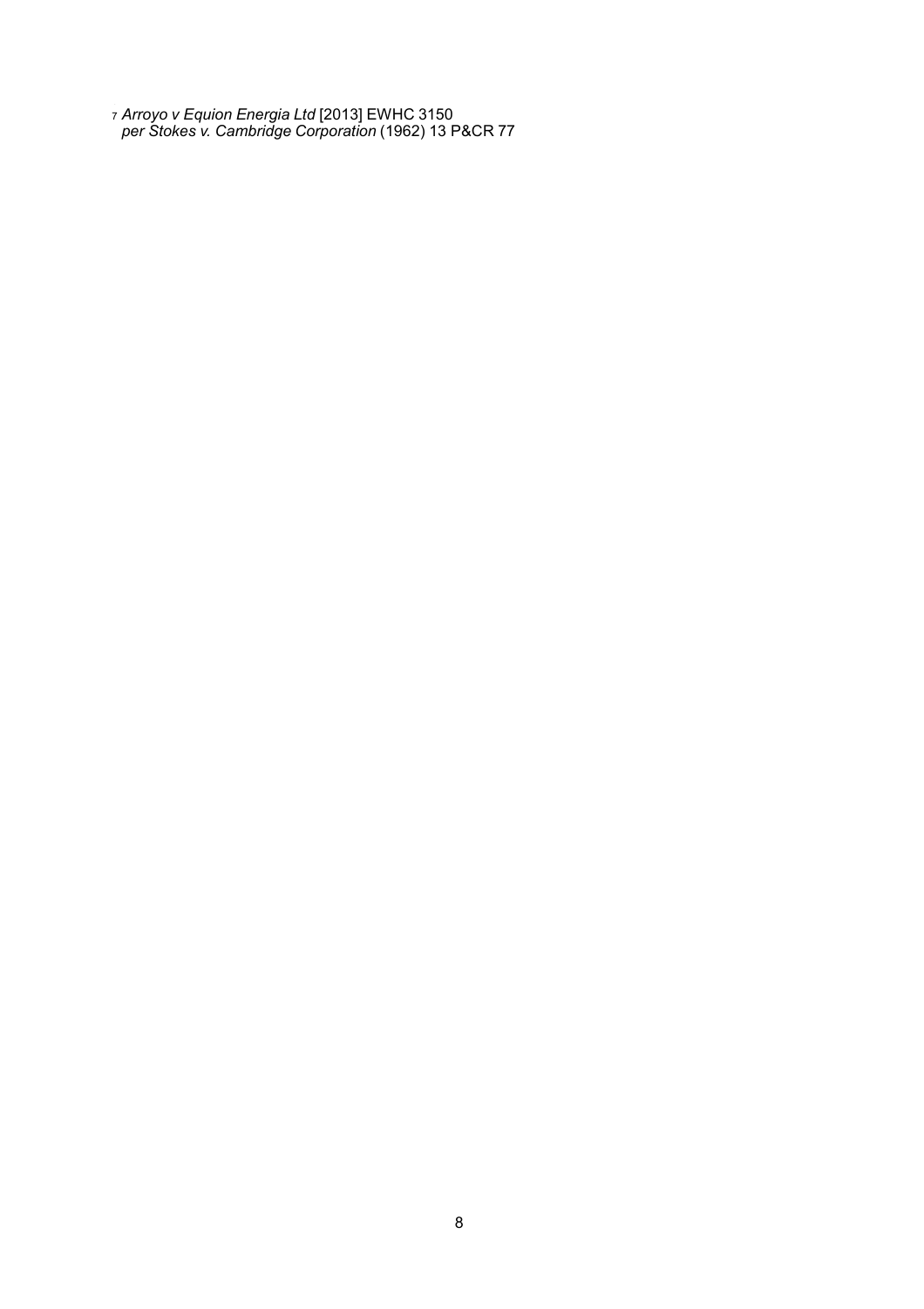[7] *Arroyo v Equion Energia Ltd* [2013] EWHC 3150
*per Stokes v. Cambridge Corporation* (1962) 13 P&CR 77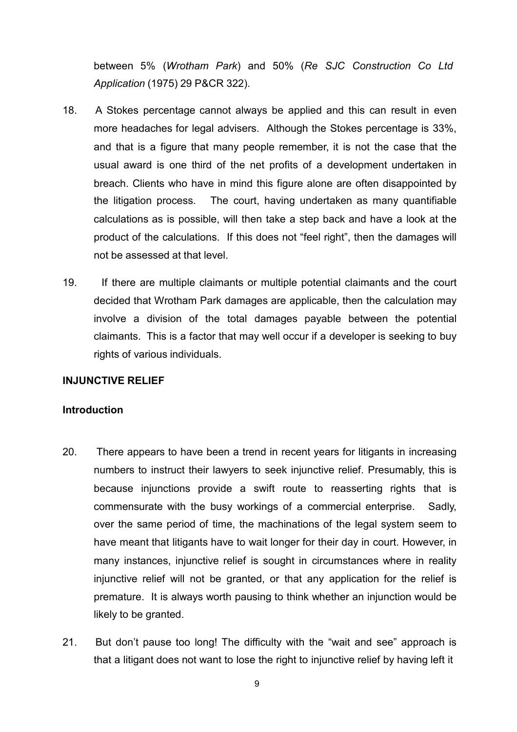between 5% (*Wrotham Park*) and 50% (*Re SJC Construction Co Ltd Application* (1975) 29 P&CR 322).

18. A Stokes percentage cannot always be applied and this can result in even more headaches for legal advisers. Although the Stokes percentage is 33%, and that is a figure that many people remember, it is not the case that the usual award is one third of the net profits of a development undertaken in breach. Clients who have in mind this figure alone are often disappointed by the litigation process. The court, having undertaken as many quantifiable calculations as is possible, will then take a step back and have a look at the product of the calculations. If this does not "feel right", then the damages will not be assessed at that level.

19. If there are multiple claimants or multiple potential claimants and the court decided that Wrotham Park damages are applicable, then the calculation may involve a division of the total damages payable between the potential claimants. This is a factor that may well occur if a developer is seeking to buy rights of various individuals.

## INJUNCTIVE RELIEF

### Introduction

20. There appears to have been a trend in recent years for litigants in increasing numbers to instruct their lawyers to seek injunctive relief. Presumably, this is because injunctions provide a swift route to reasserting rights that is commensurate with the busy workings of a commercial enterprise. Sadly, over the same period of time, the machinations of the legal system seem to have meant that litigants have to wait longer for their day in court. However, in many instances, injunctive relief is sought in circumstances where in reality injunctive relief will not be granted, or that any application for the relief is premature. It is always worth pausing to think whether an injunction would be likely to be granted.

21. But don't pause too long! The difficulty with the "wait and see" approach is that a litigant does not want to lose the right to injunctive relief by having left it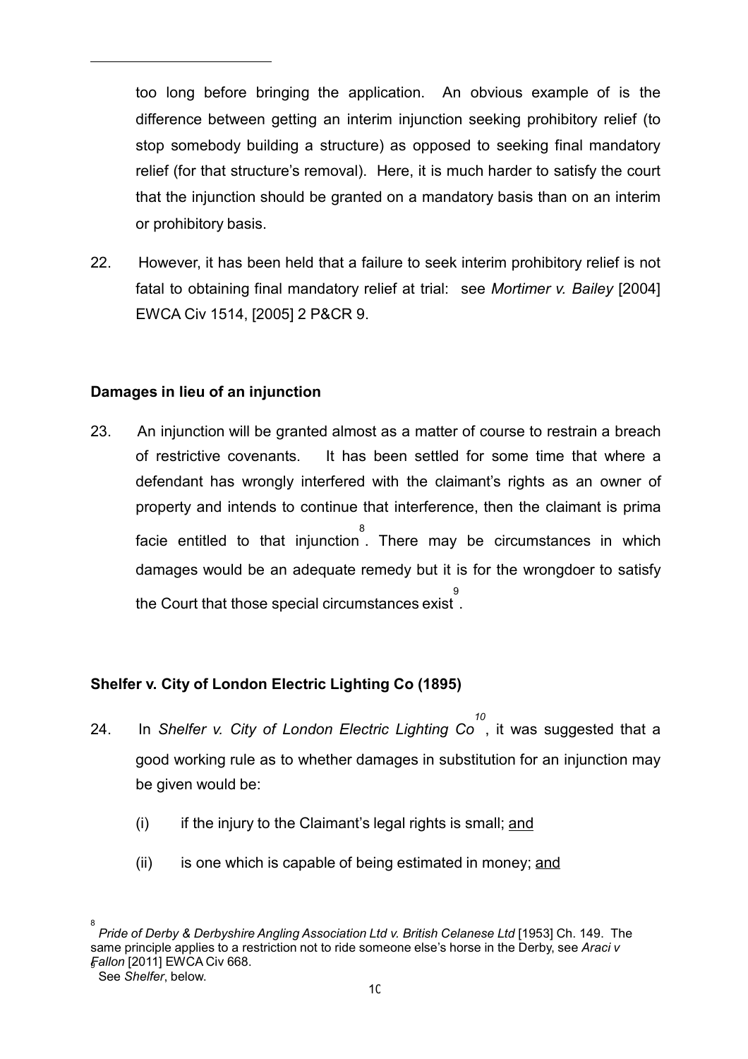too long before bringing the application. An obvious example of is the difference between getting an interim injunction seeking prohibitory relief (to stop somebody building a structure) as opposed to seeking final mandatory relief (for that structure's removal). Here, it is much harder to satisfy the court that the injunction should be granted on a mandatory basis than on an interim or prohibitory basis.

22. However, it has been held that a failure to seek interim prohibitory relief is not fatal to obtaining final mandatory relief at trial: see *Mortimer v. Bailey* [2004] EWCA Civ 1514, [2005] 2 P&CR 9.

**Damages in lieu of an injunction**

23. An injunction will be granted almost as a matter of course to restrain a breach of restrictive covenants. It has been settled for some time that where a defendant has wrongly interfered with the claimant's rights as an owner of property and intends to continue that interference, then the claimant is prima facie entitled to that injunction[8]. There may be circumstances in which damages would be an adequate remedy but it is for the wrongdoer to satisfy the Court that those special circumstances exist[9].

**Shelfer v. City of London Electric Lighting Co (1895)**

24. In *Shelfer v. City of London Electric Lighting Co*[10], it was suggested that a good working rule as to whether damages in substitution for an injunction may be given would be:

    (i) if the injury to the Claimant's legal rights is small; and

    (ii) is one which is capable of being estimated in money; and

[8] *Pride of Derby & Derbyshire Angling Association Ltd v. British Celanese Ltd* [1953] Ch. 149. The same principle applies to a restriction not to ride someone else's horse in the Derby, see *Araci v Fallon* [2011] EWCA Civ 668.

[9] See *Shelfer*, below.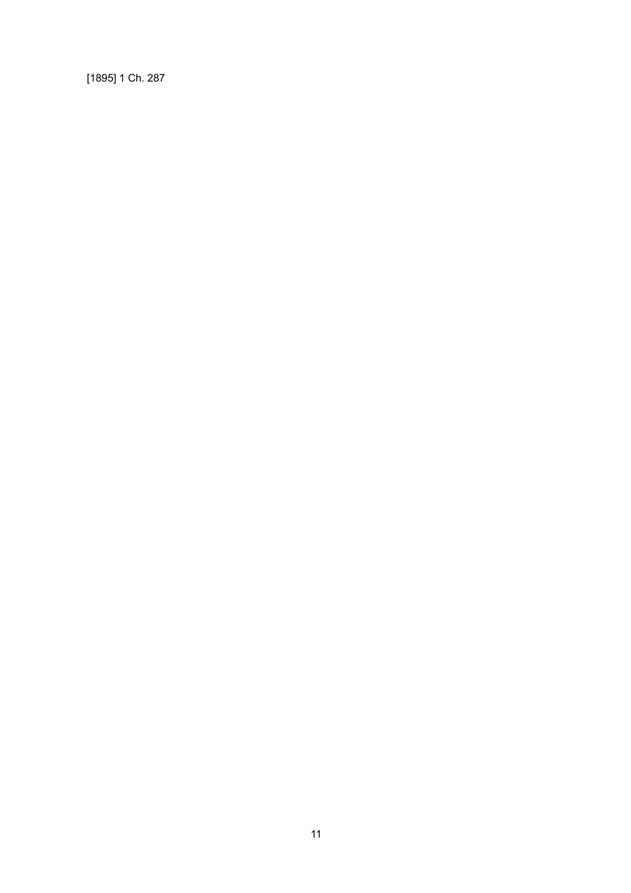[1895] 1 Ch. 287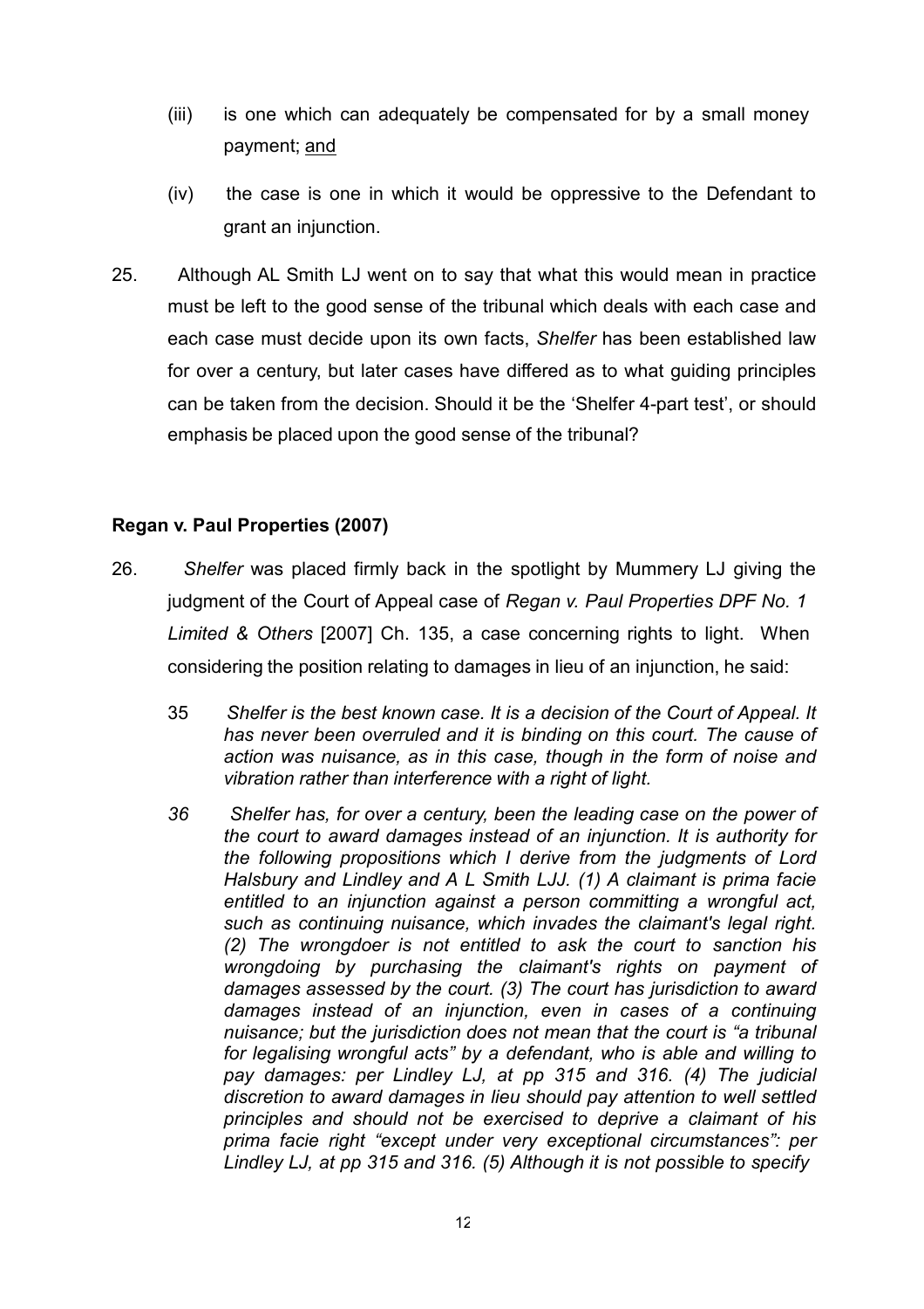(iii) is one which can adequately be compensated for by a small money payment; <u>and</u>

(iv) the case is one in which it would be oppressive to the Defendant to grant an injunction.

25. Although AL Smith LJ went on to say that what this would mean in practice must be left to the good sense of the tribunal which deals with each case and each case must decide upon its own facts, *Shelfer* has been established law for over a century, but later cases have differed as to what guiding principles can be taken from the decision. Should it be the 'Shelfer 4-part test', or should emphasis be placed upon the good sense of the tribunal?

**Regan v. Paul Properties (2007)**

26. *Shelfer* was placed firmly back in the spotlight by Mummery LJ giving the judgment of the Court of Appeal case of *Regan v. Paul Properties DPF No. 1 Limited & Others* [2007] Ch. 135, a case concerning rights to light. When considering the position relating to damages in lieu of an injunction, he said:

> 35 *Shelfer is the best known case. It is a decision of the Court of Appeal. It has never been overruled and it is binding on this court. The cause of action was nuisance, as in this case, though in the form of noise and vibration rather than interference with a right of light.*
>
> *36 Shelfer has, for over a century, been the leading case on the power of the court to award damages instead of an injunction. It is authority for the following propositions which I derive from the judgments of Lord Halsbury and Lindley and A L Smith LJJ. (1) A claimant is prima facie entitled to an injunction against a person committing a wrongful act, such as continuing nuisance, which invades the claimant's legal right. (2) The wrongdoer is not entitled to ask the court to sanction his wrongdoing by purchasing the claimant's rights on payment of damages assessed by the court. (3) The court has jurisdiction to award damages instead of an injunction, even in cases of a continuing nuisance; but the jurisdiction does not mean that the court is "a tribunal for legalising wrongful acts" by a defendant, who is able and willing to pay damages: per Lindley LJ, at pp 315 and 316. (4) The judicial discretion to award damages in lieu should pay attention to well settled principles and should not be exercised to deprive a claimant of his prima facie right "except under very exceptional circumstances": per Lindley LJ, at pp 315 and 316. (5) Although it is not possible to specify*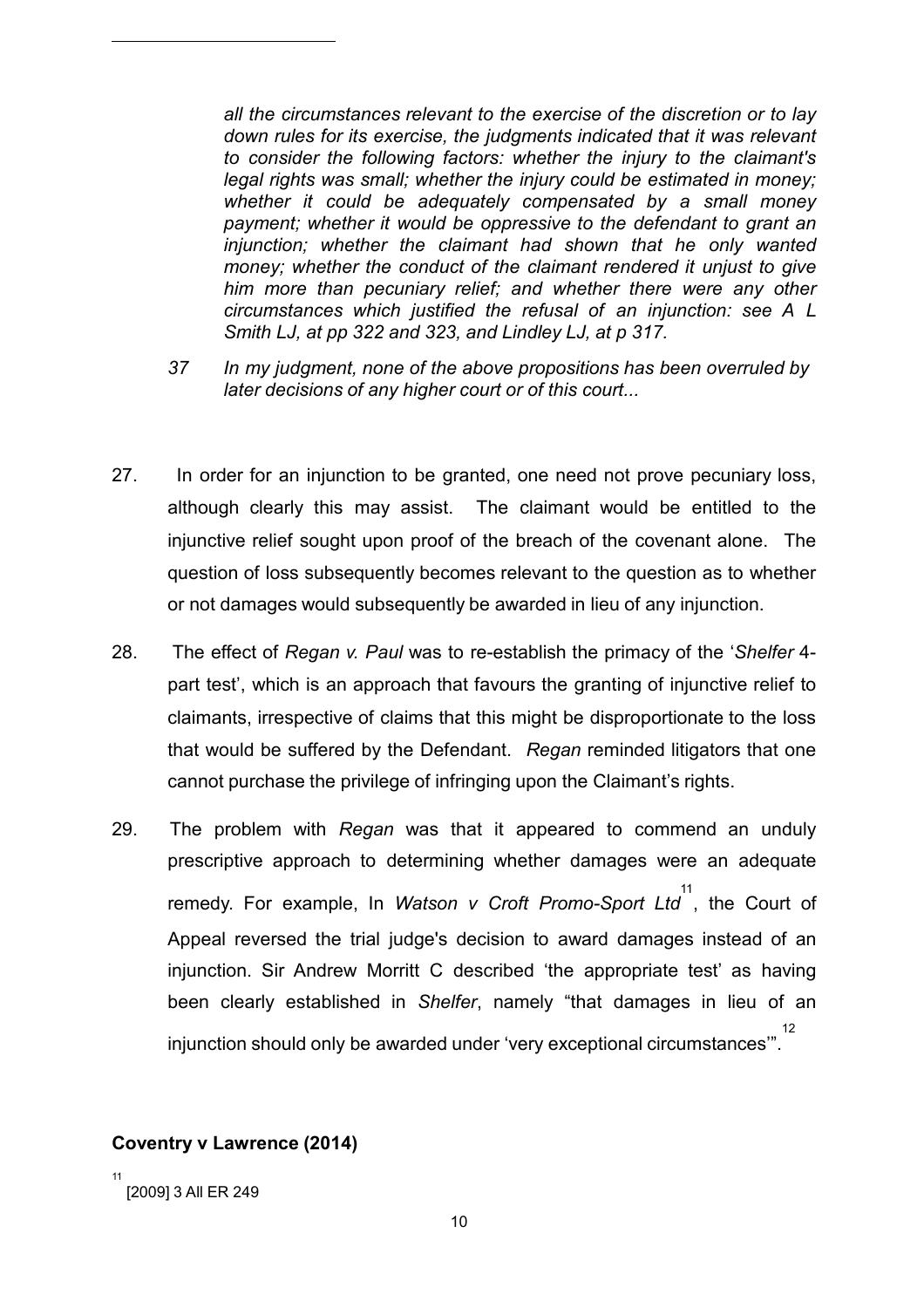> *all the circumstances relevant to the exercise of the discretion or to lay down rules for its exercise, the judgments indicated that it was relevant to consider the following factors: whether the injury to the claimant's legal rights was small; whether the injury could be estimated in money; whether it could be adequately compensated by a small money payment; whether it would be oppressive to the defendant to grant an injunction; whether the claimant had shown that he only wanted money; whether the conduct of the claimant rendered it unjust to give him more than pecuniary relief; and whether there were any other circumstances which justified the refusal of an injunction: see A L Smith LJ, at pp 322 and 323, and Lindley LJ, at p 317.*
>
> *37 In my judgment, none of the above propositions has been overruled by later decisions of any higher court or of this court...*

27. In order for an injunction to be granted, one need not prove pecuniary loss, although clearly this may assist. The claimant would be entitled to the injunctive relief sought upon proof of the breach of the covenant alone. The question of loss subsequently becomes relevant to the question as to whether or not damages would subsequently be awarded in lieu of any injunction.

28. The effect of *Regan v. Paul* was to re-establish the primacy of the '*Shelfer* 4-part test', which is an approach that favours the granting of injunctive relief to claimants, irrespective of claims that this might be disproportionate to the loss that would be suffered by the Defendant. *Regan* reminded litigators that one cannot purchase the privilege of infringing upon the Claimant's rights.

29. The problem with *Regan* was that it appeared to commend an unduly prescriptive approach to determining whether damages were an adequate remedy. For example, In *Watson v Croft Promo-Sport Ltd*[11], the Court of Appeal reversed the trial judge's decision to award damages instead of an injunction. Sir Andrew Morritt C described 'the appropriate test' as having been clearly established in *Shelfer*, namely "that damages in lieu of an injunction should only be awarded under 'very exceptional circumstances'".[12]

**Coventry v Lawrence (2014)**

[11] [2009] 3 All ER 249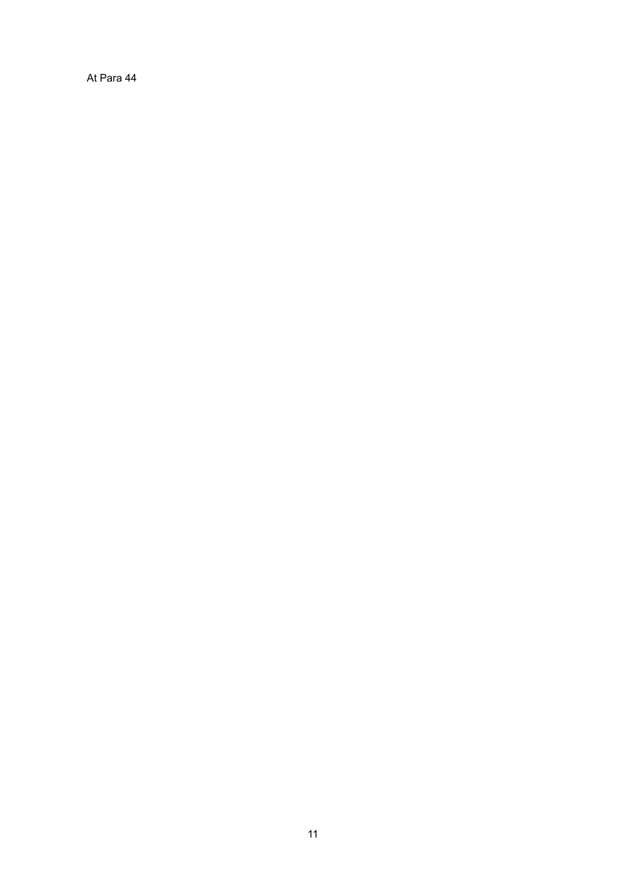At Para 44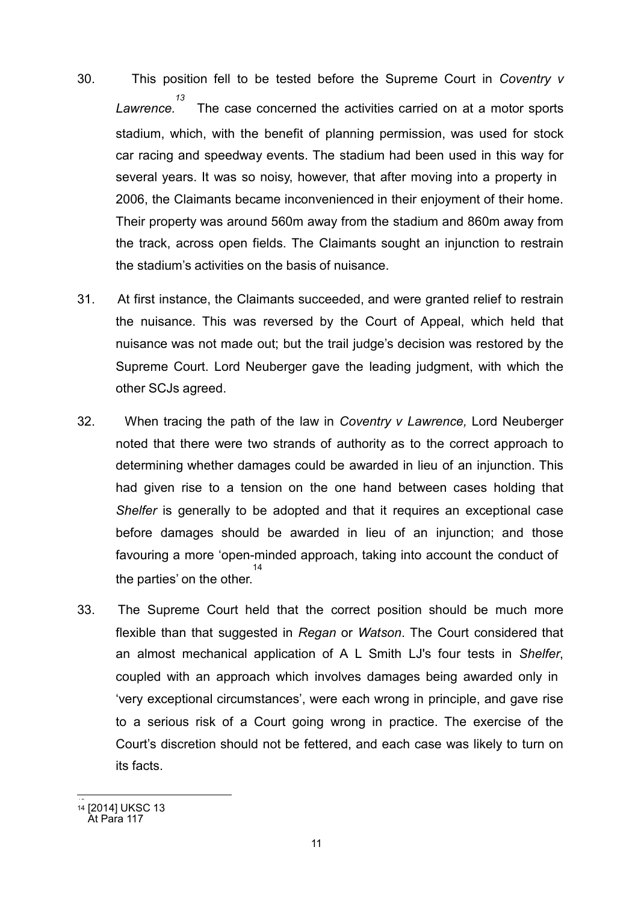30. This position fell to be tested before the Supreme Court in *Coventry v Lawrence.*[13] The case concerned the activities carried on at a motor sports stadium, which, with the benefit of planning permission, was used for stock car racing and speedway events. The stadium had been used in this way for several years. It was so noisy, however, that after moving into a property in 2006, the Claimants became inconvenienced in their enjoyment of their home. Their property was around 560m away from the stadium and 860m away from the track, across open fields. The Claimants sought an injunction to restrain the stadium's activities on the basis of nuisance.

31. At first instance, the Claimants succeeded, and were granted relief to restrain the nuisance. This was reversed by the Court of Appeal, which held that nuisance was not made out; but the trail judge's decision was restored by the Supreme Court. Lord Neuberger gave the leading judgment, with which the other SCJs agreed.

32. When tracing the path of the law in *Coventry v Lawrence,* Lord Neuberger noted that there were two strands of authority as to the correct approach to determining whether damages could be awarded in lieu of an injunction. This had given rise to a tension on the one hand between cases holding that *Shelfer* is generally to be adopted and that it requires an exceptional case before damages should be awarded in lieu of an injunction; and those favouring a more 'open-minded approach, taking into account the conduct of the parties' on the other.[14]

33. The Supreme Court held that the correct position should be much more flexible than that suggested in *Regan* or *Watson*. The Court considered that an almost mechanical application of A L Smith LJ's four tests in *Shelfer*, coupled with an approach which involves damages being awarded only in 'very exceptional circumstances', were each wrong in principle, and gave rise to a serious risk of a Court going wrong in practice. The exercise of the Court's discretion should not be fettered, and each case was likely to turn on its facts.

---

[13] [2014] UKSC 13

[14] At Para 117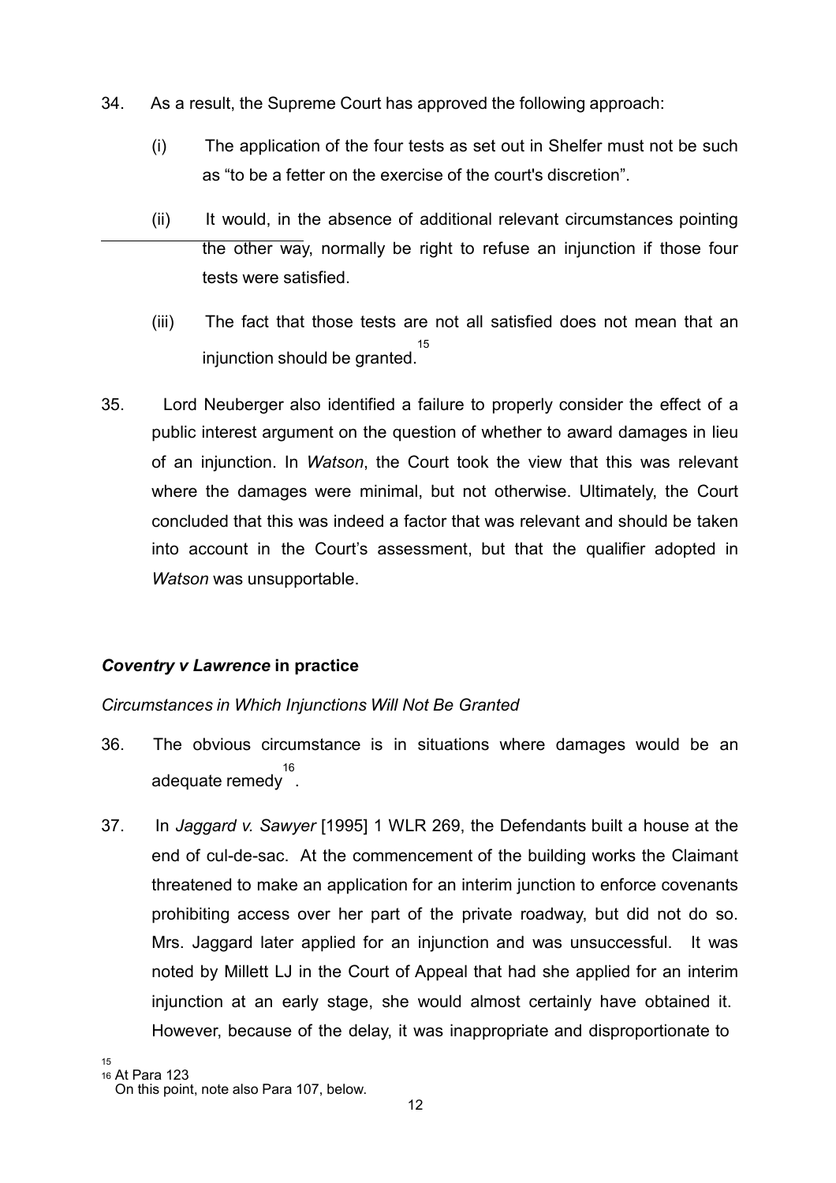34. As a result, the Supreme Court has approved the following approach:

    (i) The application of the four tests as set out in Shelfer must not be such as "to be a fetter on the exercise of the court's discretion".

    (ii) It would, in the absence of additional relevant circumstances pointing the other way, normally be right to refuse an injunction if those four tests were satisfied.

    (iii) The fact that those tests are not all satisfied does not mean that an injunction should be granted.[15]

35. Lord Neuberger also identified a failure to properly consider the effect of a public interest argument on the question of whether to award damages in lieu of an injunction. In *Watson*, the Court took the view that this was relevant where the damages were minimal, but not otherwise. Ultimately, the Court concluded that this was indeed a factor that was relevant and should be taken into account in the Court's assessment, but that the qualifier adopted in *Watson* was unsupportable.

## ***Coventry v Lawrence* in practice**

*Circumstances in Which Injunctions Will Not Be Granted*

36. The obvious circumstance is in situations where damages would be an adequate remedy[16].

37. In *Jaggard v. Sawyer* [1995] 1 WLR 269, the Defendants built a house at the end of cul-de-sac. At the commencement of the building works the Claimant threatened to make an application for an interim junction to enforce covenants prohibiting access over her part of the private roadway, but did not do so. Mrs. Jaggard later applied for an injunction and was unsuccessful. It was noted by Millett LJ in the Court of Appeal that had she applied for an interim injunction at an early stage, she would almost certainly have obtained it. However, because of the delay, it was inappropriate and disproportionate to

[15] At Para 123

[16] On this point, note also Para 107, below.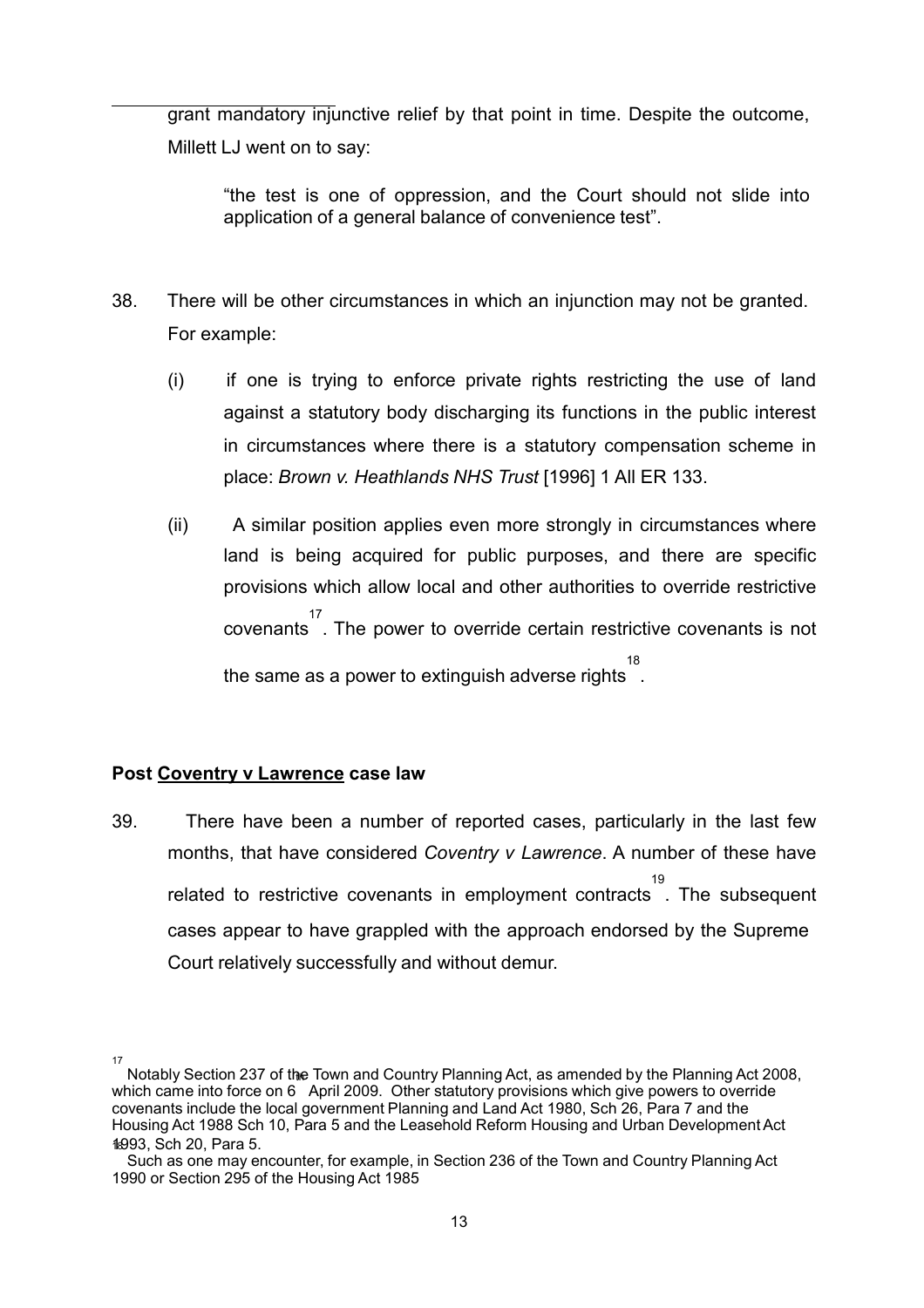grant mandatory injunctive relief by that point in time. Despite the outcome, Millett LJ went on to say:

> "the test is one of oppression, and the Court should not slide into application of a general balance of convenience test".

38. There will be other circumstances in which an injunction may not be granted. For example:

    (i) if one is trying to enforce private rights restricting the use of land against a statutory body discharging its functions in the public interest in circumstances where there is a statutory compensation scheme in place: *Brown v. Heathlands NHS Trust* [1996] 1 All ER 133.

    (ii) A similar position applies even more strongly in circumstances where land is being acquired for public purposes, and there are specific provisions which allow local and other authorities to override restrictive covenants[17]. The power to override certain restrictive covenants is not the same as a power to extinguish adverse rights[18].

**Post Coventry v Lawrence case law**

39. There have been a number of reported cases, particularly in the last few months, that have considered *Coventry v Lawrence*. A number of these have related to restrictive covenants in employment contracts[19]. The subsequent cases appear to have grappled with the approach endorsed by the Supreme Court relatively successfully and without demur.

---

[17] Notably Section 237 of the Town and Country Planning Act, as amended by the Planning Act 2008, which came into force on 6 April 2009. Other statutory provisions which give powers to override covenants include the local government Planning and Land Act 1980, Sch 26, Para 7 and the Housing Act 1988 Sch 10, Para 5 and the Leasehold Reform Housing and Urban Development Act 1993, Sch 20, Para 5.

[18] Such as one may encounter, for example, in Section 236 of the Town and Country Planning Act 1990 or Section 295 of the Housing Act 1985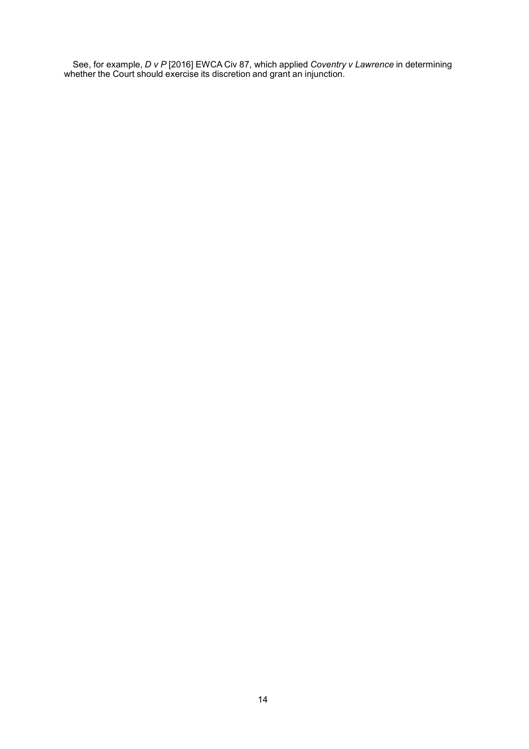See, for example, *D v P* [2016] EWCA Civ 87, which applied *Coventry v Lawrence* in determining whether the Court should exercise its discretion and grant an injunction.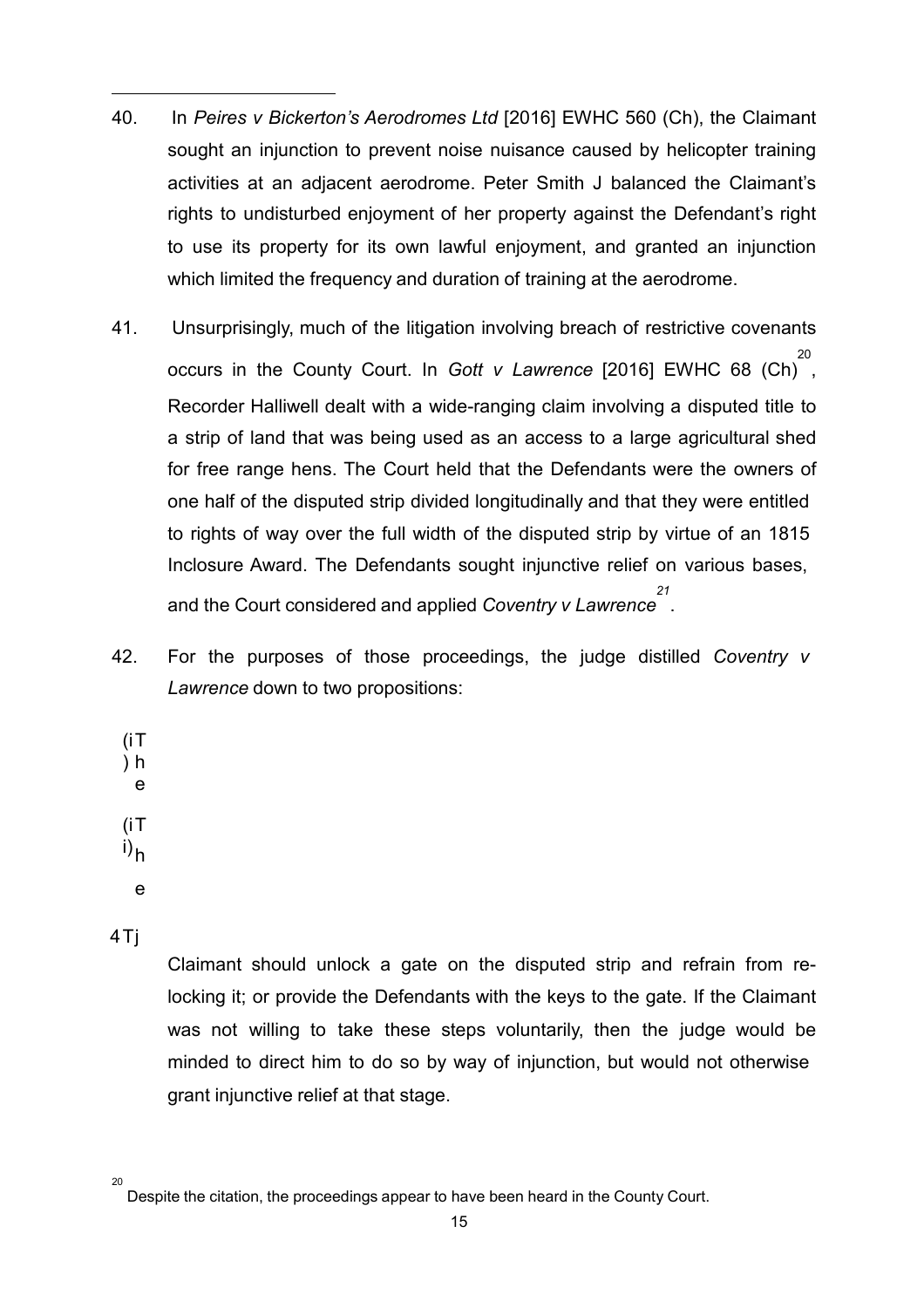40. In *Peires v Bickerton's Aerodromes Ltd* [2016] EWHC 560 (Ch), the Claimant sought an injunction to prevent noise nuisance caused by helicopter training activities at an adjacent aerodrome. Peter Smith J balanced the Claimant's rights to undisturbed enjoyment of her property against the Defendant's right to use its property for its own lawful enjoyment, and granted an injunction which limited the frequency and duration of training at the aerodrome.

41. Unsurprisingly, much of the litigation involving breach of restrictive covenants occurs in the County Court. In *Gott v Lawrence* [2016] EWHC 68 (Ch)[20], Recorder Halliwell dealt with a wide-ranging claim involving a disputed title to a strip of land that was being used as an access to a large agricultural shed for free range hens. The Court held that the Defendants were the owners of one half of the disputed strip divided longitudinally and that they were entitled to rights of way over the full width of the disputed strip by virtue of an 1815 Inclosure Award. The Defendants sought injunctive relief on various bases, and the Court considered and applied *Coventry v Lawrence*[21].

42. For the purposes of those proceedings, the judge distilled *Coventry v Lawrence* down to two propositions:

(i) The

(ii) The

4Tj

Claimant should unlock a gate on the disputed strip and refrain from re-locking it; or provide the Defendants with the keys to the gate. If the Claimant was not willing to take these steps voluntarily, then the judge would be minded to direct him to do so by way of injunction, but would not otherwise grant injunctive relief at that stage.

---

[20] Despite the citation, the proceedings appear to have been heard in the County Court.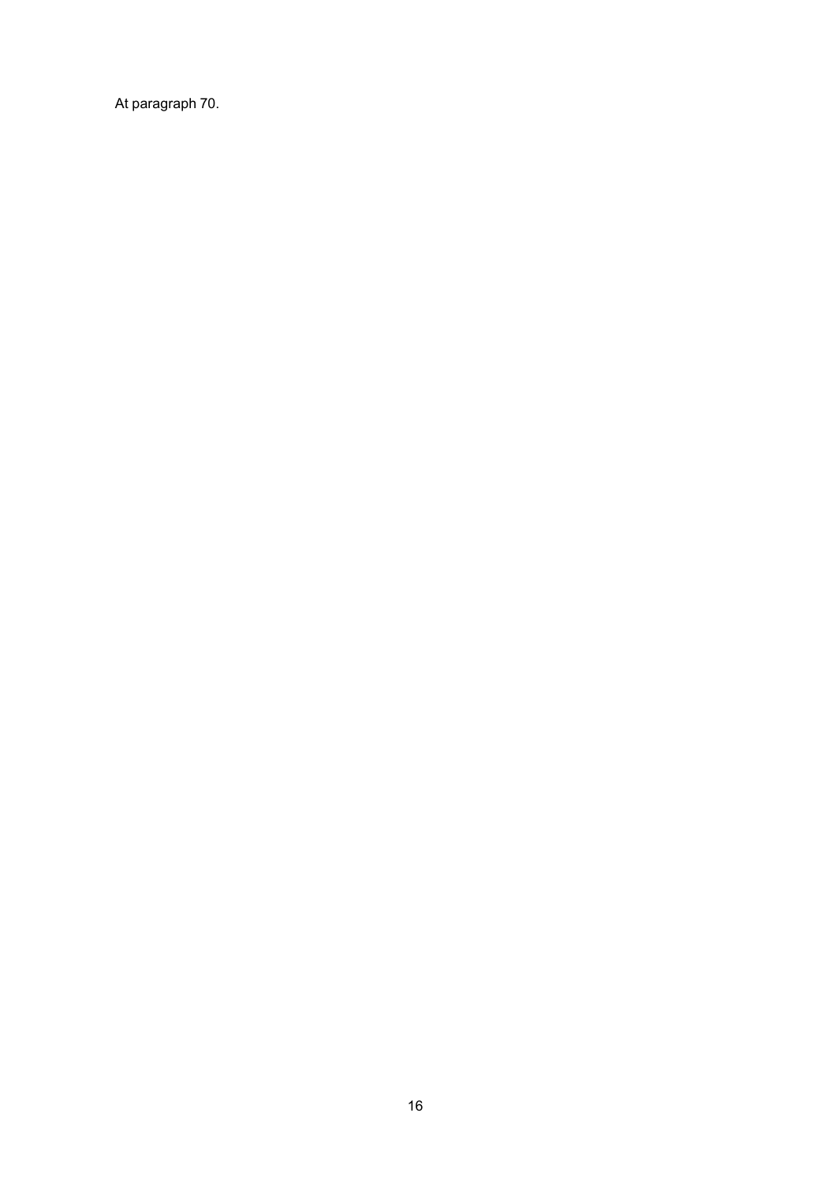At paragraph 70.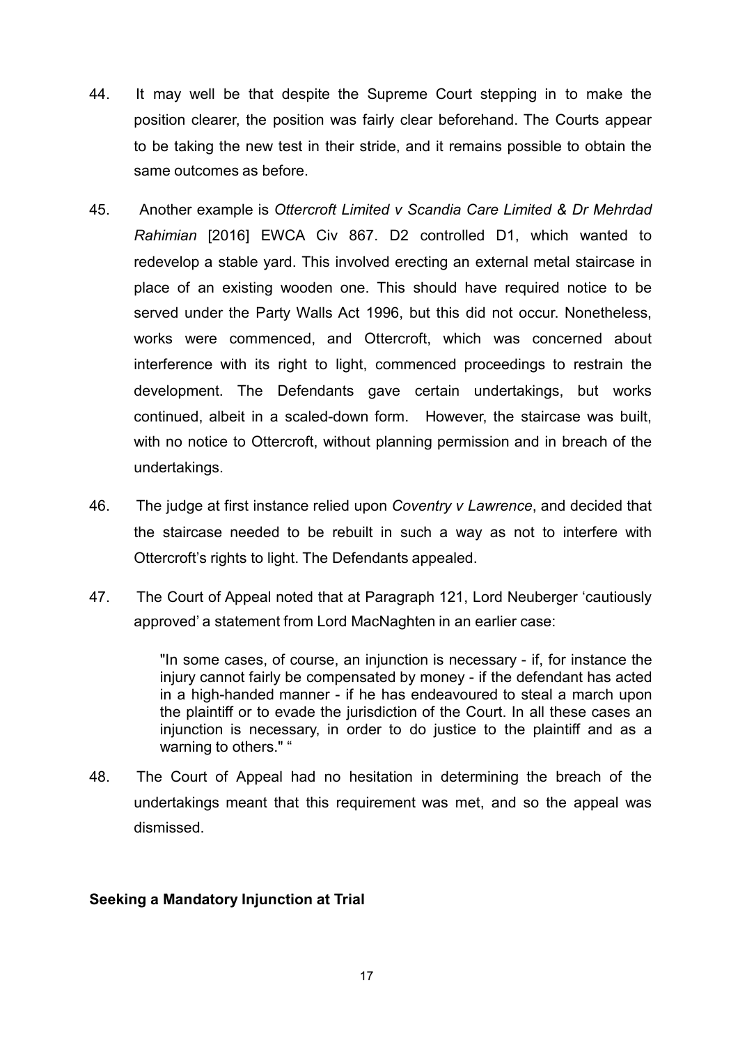44. It may well be that despite the Supreme Court stepping in to make the position clearer, the position was fairly clear beforehand. The Courts appear to be taking the new test in their stride, and it remains possible to obtain the same outcomes as before.

45. Another example is *Ottercroft Limited v Scandia Care Limited & Dr Mehrdad Rahimian* [2016] EWCA Civ 867. D2 controlled D1, which wanted to redevelop a stable yard. This involved erecting an external metal staircase in place of an existing wooden one. This should have required notice to be served under the Party Walls Act 1996, but this did not occur. Nonetheless, works were commenced, and Ottercroft, which was concerned about interference with its right to light, commenced proceedings to restrain the development. The Defendants gave certain undertakings, but works continued, albeit in a scaled-down form. However, the staircase was built, with no notice to Ottercroft, without planning permission and in breach of the undertakings.

46. The judge at first instance relied upon *Coventry v Lawrence*, and decided that the staircase needed to be rebuilt in such a way as not to interfere with Ottercroft's rights to light. The Defendants appealed.

47. The Court of Appeal noted that at Paragraph 121, Lord Neuberger 'cautiously approved' a statement from Lord MacNaghten in an earlier case:

> "In some cases, of course, an injunction is necessary - if, for instance the injury cannot fairly be compensated by money - if the defendant has acted in a high-handed manner - if he has endeavoured to steal a march upon the plaintiff or to evade the jurisdiction of the Court. In all these cases an injunction is necessary, in order to do justice to the plaintiff and as a warning to others." "

48. The Court of Appeal had no hesitation in determining the breach of the undertakings meant that this requirement was met, and so the appeal was dismissed.

**Seeking a Mandatory Injunction at Trial**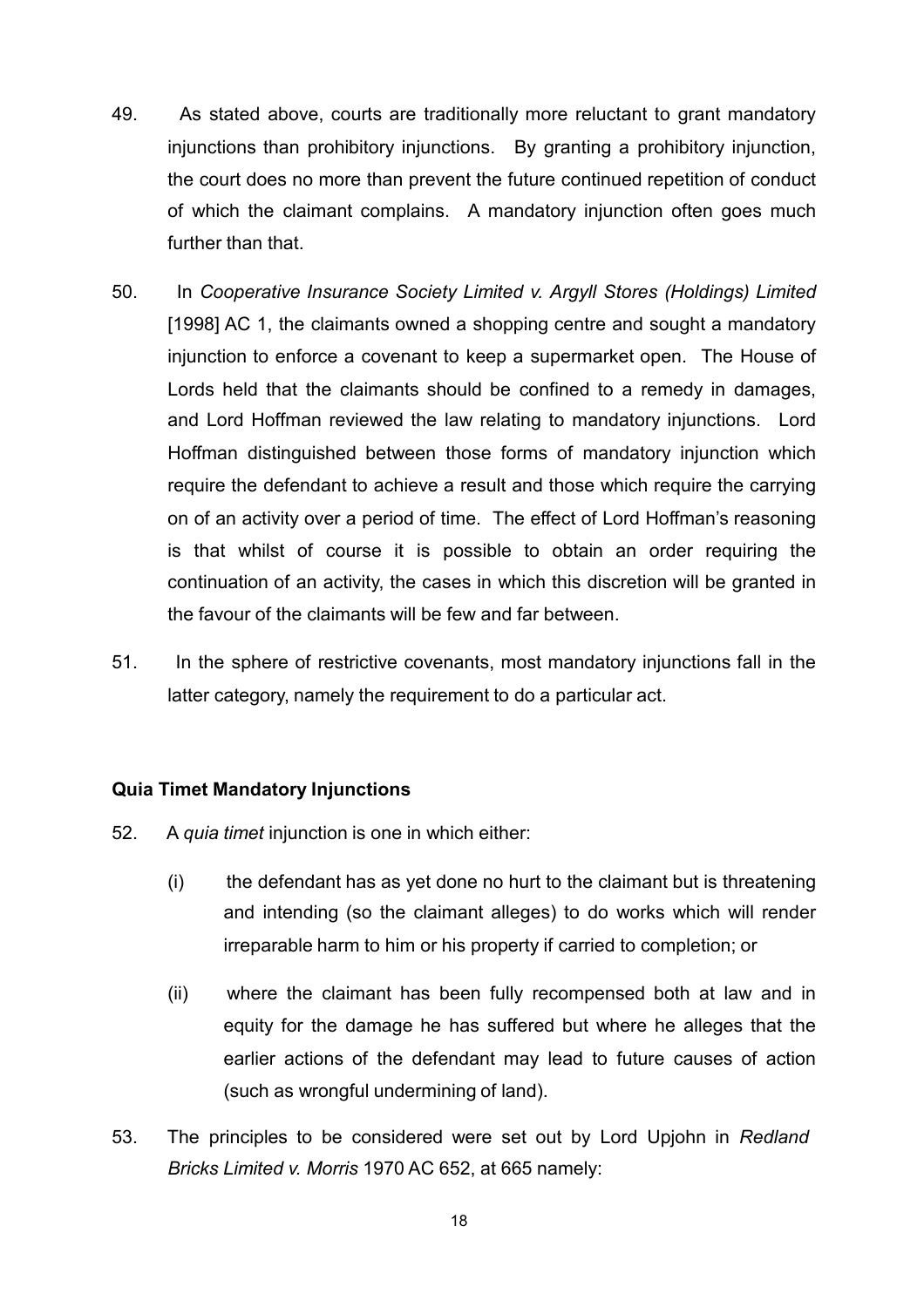49. As stated above, courts are traditionally more reluctant to grant mandatory injunctions than prohibitory injunctions. By granting a prohibitory injunction, the court does no more than prevent the future continued repetition of conduct of which the claimant complains. A mandatory injunction often goes much further than that.

50. In *Cooperative Insurance Society Limited v. Argyll Stores (Holdings) Limited* [1998] AC 1, the claimants owned a shopping centre and sought a mandatory injunction to enforce a covenant to keep a supermarket open. The House of Lords held that the claimants should be confined to a remedy in damages, and Lord Hoffman reviewed the law relating to mandatory injunctions. Lord Hoffman distinguished between those forms of mandatory injunction which require the defendant to achieve a result and those which require the carrying on of an activity over a period of time. The effect of Lord Hoffman's reasoning is that whilst of course it is possible to obtain an order requiring the continuation of an activity, the cases in which this discretion will be granted in the favour of the claimants will be few and far between.

51. In the sphere of restrictive covenants, most mandatory injunctions fall in the latter category, namely the requirement to do a particular act.

**Quia Timet Mandatory Injunctions**

52. A *quia timet* injunction is one in which either:

    (i) the defendant has as yet done no hurt to the claimant but is threatening and intending (so the claimant alleges) to do works which will render irreparable harm to him or his property if carried to completion; or

    (ii) where the claimant has been fully recompensed both at law and in equity for the damage he has suffered but where he alleges that the earlier actions of the defendant may lead to future causes of action (such as wrongful undermining of land).

53. The principles to be considered were set out by Lord Upjohn in *Redland Bricks Limited v. Morris* 1970 AC 652, at 665 namely: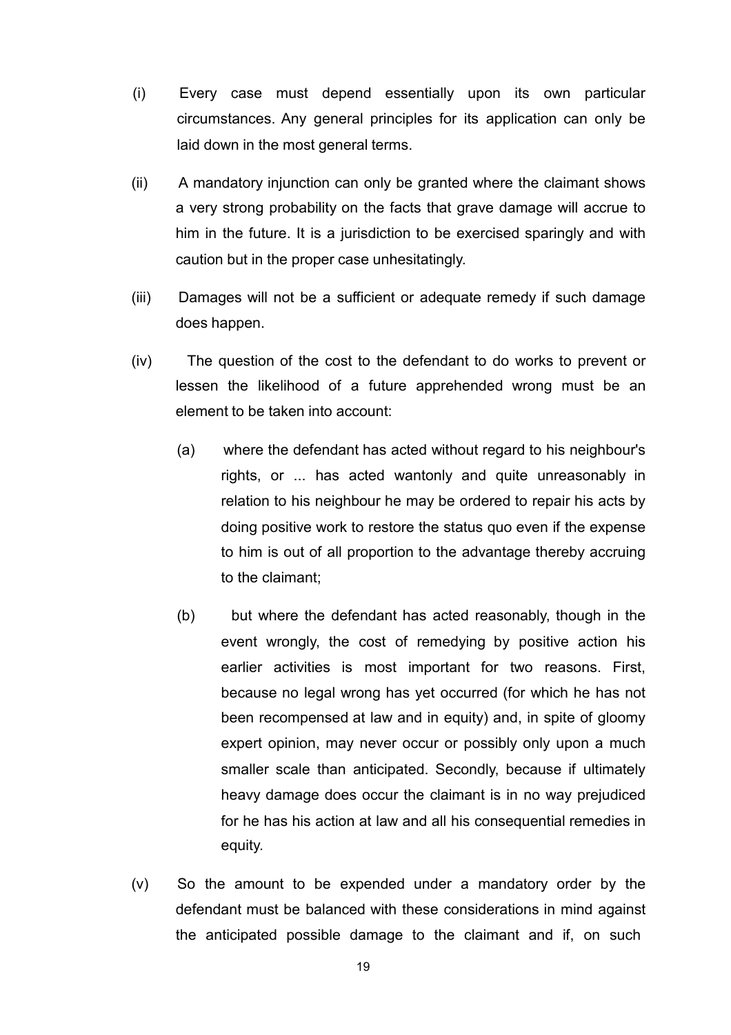(i) Every case must depend essentially upon its own particular circumstances. Any general principles for its application can only be laid down in the most general terms.

(ii) A mandatory injunction can only be granted where the claimant shows a very strong probability on the facts that grave damage will accrue to him in the future. It is a jurisdiction to be exercised sparingly and with caution but in the proper case unhesitatingly.

(iii) Damages will not be a sufficient or adequate remedy if such damage does happen.

(iv) The question of the cost to the defendant to do works to prevent or lessen the likelihood of a future apprehended wrong must be an element to be taken into account:

  (a) where the defendant has acted without regard to his neighbour's rights, or ... has acted wantonly and quite unreasonably in relation to his neighbour he may be ordered to repair his acts by doing positive work to restore the status quo even if the expense to him is out of all proportion to the advantage thereby accruing to the claimant;

  (b) but where the defendant has acted reasonably, though in the event wrongly, the cost of remedying by positive action his earlier activities is most important for two reasons. First, because no legal wrong has yet occurred (for which he has not been recompensed at law and in equity) and, in spite of gloomy expert opinion, may never occur or possibly only upon a much smaller scale than anticipated. Secondly, because if ultimately heavy damage does occur the claimant is in no way prejudiced for he has his action at law and all his consequential remedies in equity.

(v) So the amount to be expended under a mandatory order by the defendant must be balanced with these considerations in mind against the anticipated possible damage to the claimant and if, on such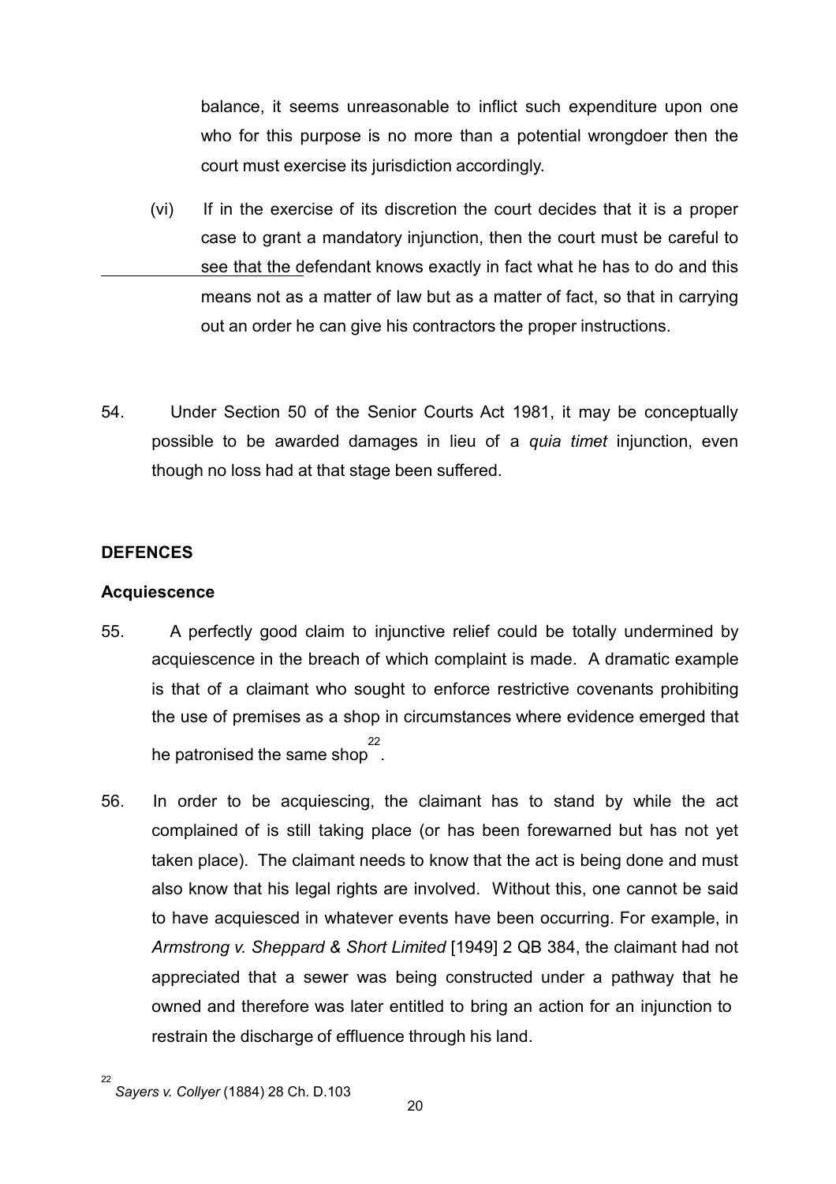balance, it seems unreasonable to inflict such expenditure upon one who for this purpose is no more than a potential wrongdoer then the court must exercise its jurisdiction accordingly.

(vi) If in the exercise of its discretion the court decides that it is a proper case to grant a mandatory injunction, then the court must be careful to see that the defendant knows exactly in fact what he has to do and this means not as a matter of law but as a matter of fact, so that in carrying out an order he can give his contractors the proper instructions.

54. Under Section 50 of the Senior Courts Act 1981, it may be conceptually possible to be awarded damages in lieu of a *quia timet* injunction, even though no loss had at that stage been suffered.

## DEFENCES

### Acquiescence

55. A perfectly good claim to injunctive relief could be totally undermined by acquiescence in the breach of which complaint is made. A dramatic example is that of a claimant who sought to enforce restrictive covenants prohibiting the use of premises as a shop in circumstances where evidence emerged that he patronised the same shop[22].

56. In order to be acquiescing, the claimant has to stand by while the act complained of is still taking place (or has been forewarned but has not yet taken place). The claimant needs to know that the act is being done and must also know that his legal rights are involved. Without this, one cannot be said to have acquiesced in whatever events have been occurring. For example, in *Armstrong v. Sheppard & Short Limited* [1949] 2 QB 384, the claimant had not appreciated that a sewer was being constructed under a pathway that he owned and therefore was later entitled to bring an action for an injunction to restrain the discharge of effluence through his land.

[22] *Sayers v. Collyer* (1884) 28 Ch. D.103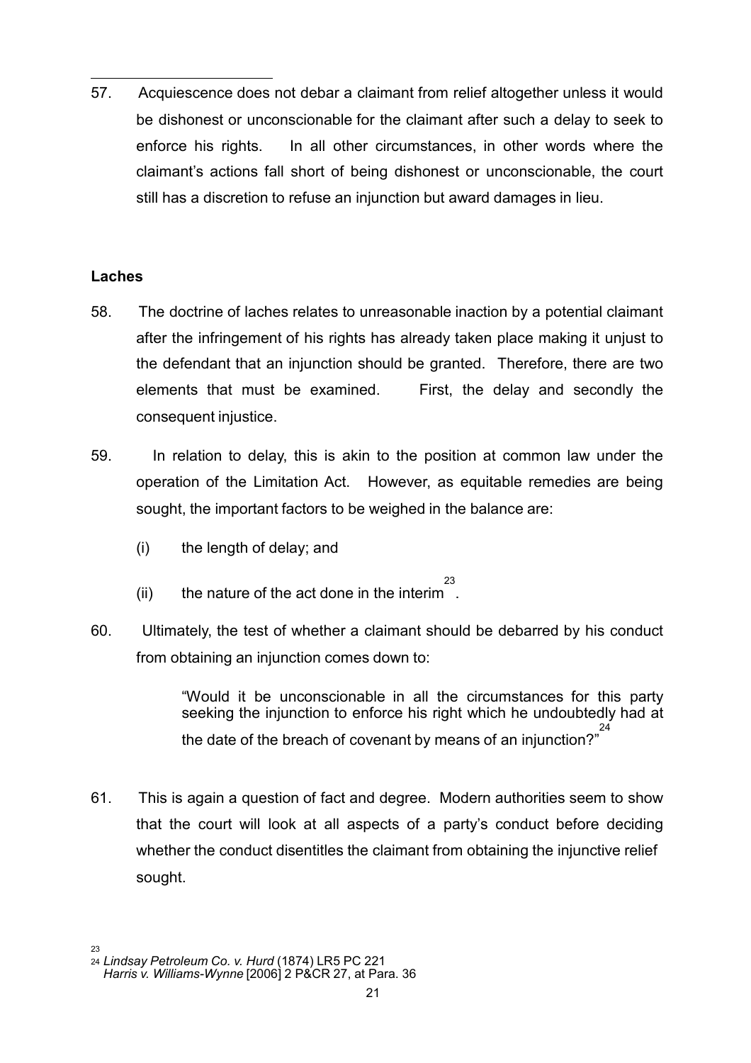57. Acquiescence does not debar a claimant from relief altogether unless it would be dishonest or unconscionable for the claimant after such a delay to seek to enforce his rights. In all other circumstances, in other words where the claimant's actions fall short of being dishonest or unconscionable, the court still has a discretion to refuse an injunction but award damages in lieu.

**Laches**

58. The doctrine of laches relates to unreasonable inaction by a potential claimant after the infringement of his rights has already taken place making it unjust to the defendant that an injunction should be granted. Therefore, there are two elements that must be examined. First, the delay and secondly the consequent injustice.

59. In relation to delay, this is akin to the position at common law under the operation of the Limitation Act. However, as equitable remedies are being sought, the important factors to be weighed in the balance are:

   (i) the length of delay; and

   (ii) the nature of the act done in the interim[23].

60. Ultimately, the test of whether a claimant should be debarred by his conduct from obtaining an injunction comes down to:

> "Would it be unconscionable in all the circumstances for this party seeking the injunction to enforce his right which he undoubtedly had at the date of the breach of covenant by means of an injunction?"[24]

61. This is again a question of fact and degree. Modern authorities seem to show that the court will look at all aspects of a party's conduct before deciding whether the conduct disentitles the claimant from obtaining the injunctive relief sought.

---

[23] *Lindsay Petroleum Co. v. Hurd* (1874) LR5 PC 221

[24] *Harris v. Williams-Wynne* [2006] 2 P&CR 27, at Para. 36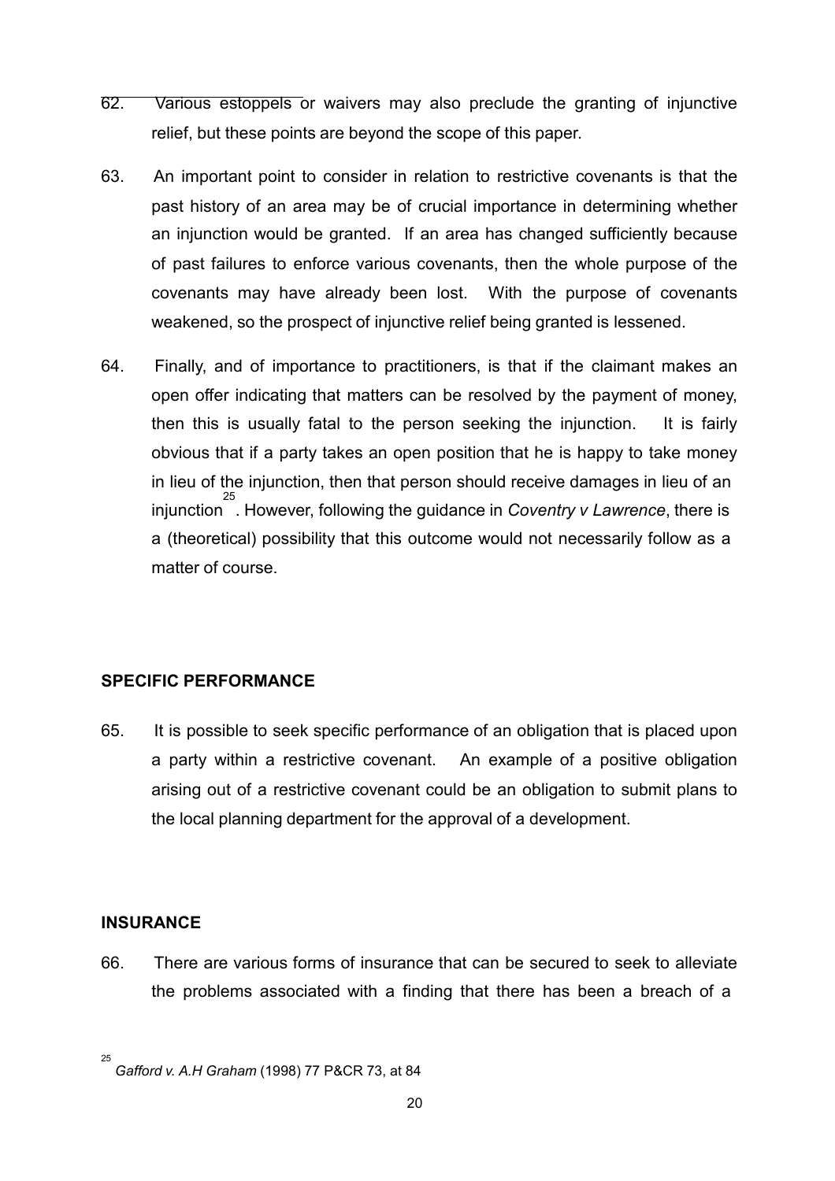62. Various estoppels or waivers may also preclude the granting of injunctive relief, but these points are beyond the scope of this paper.

63. An important point to consider in relation to restrictive covenants is that the past history of an area may be of crucial importance in determining whether an injunction would be granted. If an area has changed sufficiently because of past failures to enforce various covenants, then the whole purpose of the covenants may have already been lost. With the purpose of covenants weakened, so the prospect of injunctive relief being granted is lessened.

64. Finally, and of importance to practitioners, is that if the claimant makes an open offer indicating that matters can be resolved by the payment of money, then this is usually fatal to the person seeking the injunction. It is fairly obvious that if a party takes an open position that he is happy to take money in lieu of the injunction, then that person should receive damages in lieu of an injunction[25]. However, following the guidance in *Coventry v Lawrence*, there is a (theoretical) possibility that this outcome would not necessarily follow as a matter of course.

**SPECIFIC PERFORMANCE**

65. It is possible to seek specific performance of an obligation that is placed upon a party within a restrictive covenant. An example of a positive obligation arising out of a restrictive covenant could be an obligation to submit plans to the local planning department for the approval of a development.

**INSURANCE**

66. There are various forms of insurance that can be secured to seek to alleviate the problems associated with a finding that there has been a breach of a

[25] *Gafford v. A.H Graham* (1998) 77 P&CR 73, at 84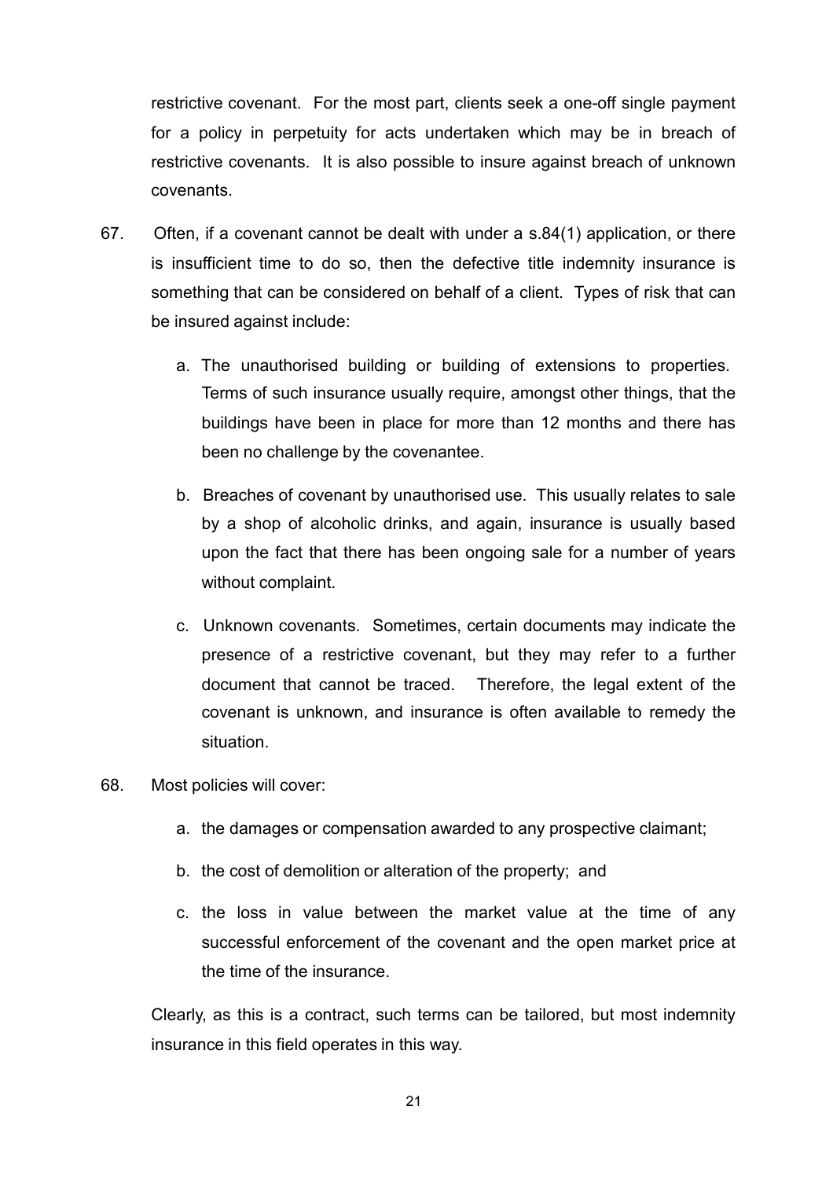restrictive covenant. For the most part, clients seek a one-off single payment for a policy in perpetuity for acts undertaken which may be in breach of restrictive covenants. It is also possible to insure against breach of unknown covenants.

67. Often, if a covenant cannot be dealt with under a s.84(1) application, or there is insufficient time to do so, then the defective title indemnity insurance is something that can be considered on behalf of a client. Types of risk that can be insured against include:

   a. The unauthorised building or building of extensions to properties. Terms of such insurance usually require, amongst other things, that the buildings have been in place for more than 12 months and there has been no challenge by the covenantee.

   b. Breaches of covenant by unauthorised use. This usually relates to sale by a shop of alcoholic drinks, and again, insurance is usually based upon the fact that there has been ongoing sale for a number of years without complaint.

   c. Unknown covenants. Sometimes, certain documents may indicate the presence of a restrictive covenant, but they may refer to a further document that cannot be traced. Therefore, the legal extent of the covenant is unknown, and insurance is often available to remedy the situation.

68. Most policies will cover:

   a. the damages or compensation awarded to any prospective claimant;

   b. the cost of demolition or alteration of the property; and

   c. the loss in value between the market value at the time of any successful enforcement of the covenant and the open market price at the time of the insurance.

   Clearly, as this is a contract, such terms can be tailored, but most indemnity insurance in this field operates in this way.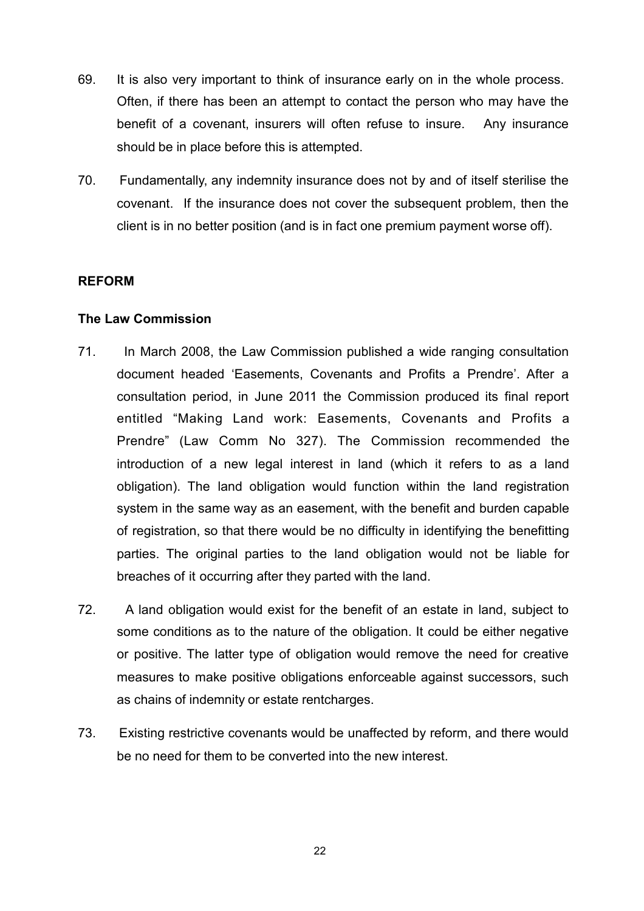69. It is also very important to think of insurance early on in the whole process. Often, if there has been an attempt to contact the person who may have the benefit of a covenant, insurers will often refuse to insure. Any insurance should be in place before this is attempted.

70. Fundamentally, any indemnity insurance does not by and of itself sterilise the covenant. If the insurance does not cover the subsequent problem, then the client is in no better position (and is in fact one premium payment worse off).

## REFORM

### The Law Commission

71. In March 2008, the Law Commission published a wide ranging consultation document headed 'Easements, Covenants and Profits a Prendre'. After a consultation period, in June 2011 the Commission produced its final report entitled "Making Land work: Easements, Covenants and Profits a Prendre" (Law Comm No 327). The Commission recommended the introduction of a new legal interest in land (which it refers to as a land obligation). The land obligation would function within the land registration system in the same way as an easement, with the benefit and burden capable of registration, so that there would be no difficulty in identifying the benefitting parties. The original parties to the land obligation would not be liable for breaches of it occurring after they parted with the land.

72. A land obligation would exist for the benefit of an estate in land, subject to some conditions as to the nature of the obligation. It could be either negative or positive. The latter type of obligation would remove the need for creative measures to make positive obligations enforceable against successors, such as chains of indemnity or estate rentcharges.

73. Existing restrictive covenants would be unaffected by reform, and there would be no need for them to be converted into the new interest.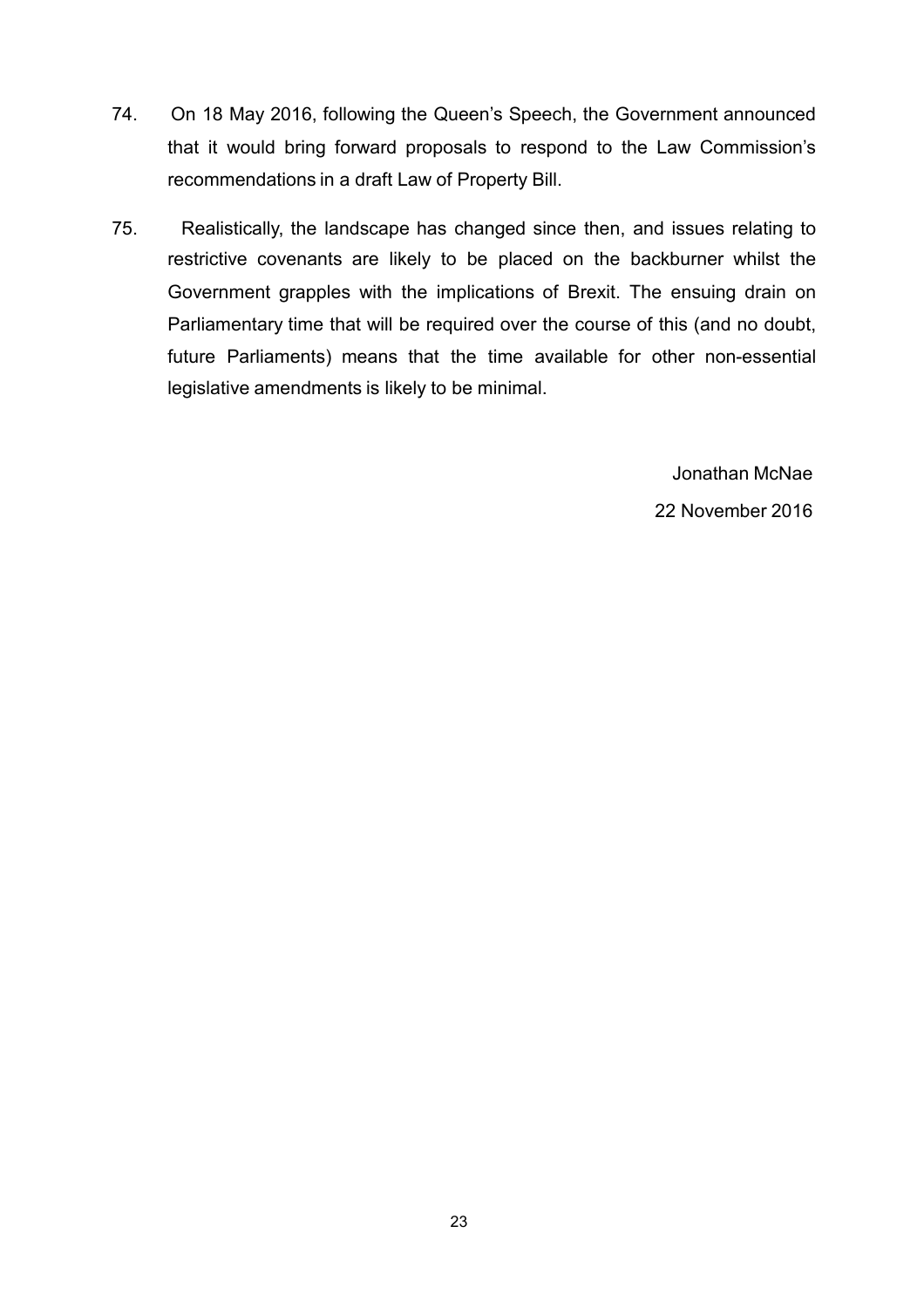74. On 18 May 2016, following the Queen's Speech, the Government announced that it would bring forward proposals to respond to the Law Commission's recommendations in a draft Law of Property Bill.

75. Realistically, the landscape has changed since then, and issues relating to restrictive covenants are likely to be placed on the backburner whilst the Government grapples with the implications of Brexit. The ensuing drain on Parliamentary time that will be required over the course of this (and no doubt, future Parliaments) means that the time available for other non-essential legislative amendments is likely to be minimal.

Jonathan McNae

22 November 2016